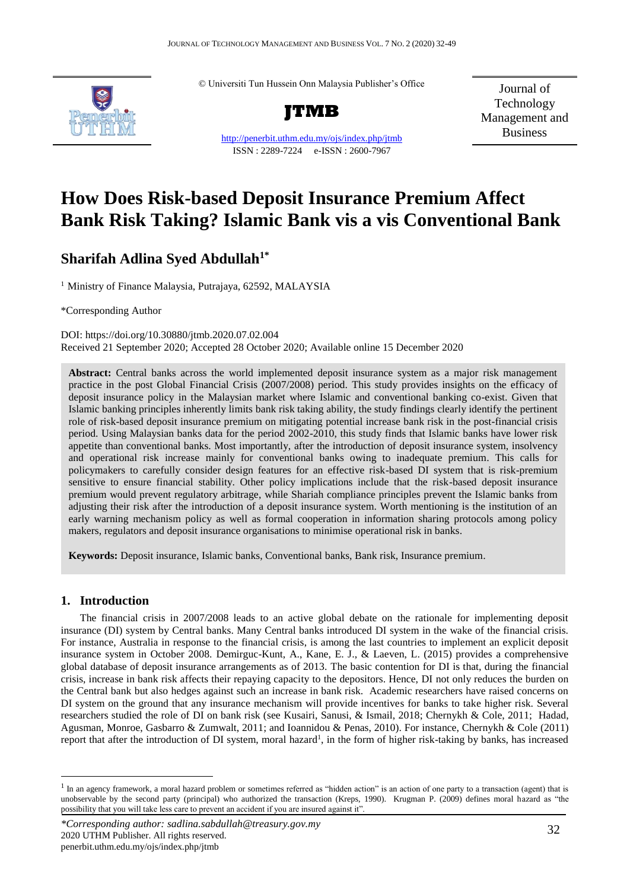© Universiti Tun Hussein Onn Malaysia Publisher's Office

**JTMB**

http://penerbit.uthm.edu.my/ojs/index.php/jtmb

ISSN : 2289-7224 e-ISSN : 2600-7967

Journal of Technology Management and Business

# How Does Risk-based Deposit Insurance Premium Affect Bank Risk Taking? Islamic Bank vis a vis Conventional Bank

## Sharifah Adlina Syed Abdullah[1*]

[1] Ministry of Finance Malaysia, Putrajaya, 62592, MALAYSIA

*Corresponding Author

DOI: https://doi.org/10.30880/jtmb.2020.07.02.004

Received 21 September 2020; Accepted 28 October 2020; Available online 15 December 2020

**Abstract:** Central banks across the world implemented deposit insurance system as a major risk management practice in the post Global Financial Crisis (2007/2008) period. This study provides insights on the efficacy of deposit insurance policy in the Malaysian market where Islamic and conventional banking co-exist. Given that Islamic banking principles inherently limits bank risk taking ability, the study findings clearly identify the pertinent role of risk-based deposit insurance premium on mitigating potential increase bank risk in the post-financial crisis period. Using Malaysian banks data for the period 2002-2010, this study finds that Islamic banks have lower risk appetite than conventional banks. Most importantly, after the introduction of deposit insurance system, insolvency and operational risk increase mainly for conventional banks owing to inadequate premium. This calls for policymakers to carefully consider design features for an effective risk-based DI system that is risk-premium sensitive to ensure financial stability. Other policy implications include that the risk-based deposit insurance premium would prevent regulatory arbitrage, while Shariah compliance principles prevent the Islamic banks from adjusting their risk after the introduction of a deposit insurance system. Worth mentioning is the institution of an early warning mechanism policy as well as formal cooperation in information sharing protocols among policy makers, regulators and deposit insurance organisations to minimise operational risk in banks.

**Keywords:** Deposit insurance, Islamic banks, Conventional banks, Bank risk, Insurance premium.

## 1. Introduction

The financial crisis in 2007/2008 leads to an active global debate on the rationale for implementing deposit insurance (DI) system by Central banks. Many Central banks introduced DI system in the wake of the financial crisis. For instance, Australia in response to the financial crisis, is among the last countries to implement an explicit deposit insurance system in October 2008. Demirguc-Kunt, A., Kane, E. J., & Laeven, L. (2015) provides a comprehensive global database of deposit insurance arrangements as of 2013. The basic contention for DI is that, during the financial crisis, increase in bank risk affects their repaying capacity to the depositors. Hence, DI not only reduces the burden on the Central bank but also hedges against such an increase in bank risk. Academic researchers have raised concerns on DI system on the ground that any insurance mechanism will provide incentives for banks to take higher risk. Several researchers studied the role of DI on bank risk (see Kusairi, Sanusi, & Ismail, 2018; Chernykh & Cole, 2011; Hadad, Agusman, Monroe, Gasbarro & Zumwalt, 2011; and Ioannidou & Penas, 2010). For instance, Chernykh & Cole (2011) report that after the introduction of DI system, moral hazard[1], in the form of higher risk-taking by banks, has increased

[1] In an agency framework, a moral hazard problem or sometimes referred as "hidden action" is an action of one party to a transaction (agent) that is unobservable by the second party (principal) who authorized the transaction (Kreps, 1990). Krugman P. (2009) defines moral hazard as "the possibility that you will take less care to prevent an accident if you are insured against it".

*Corresponding author: sadlina.sabdullah@treasury.gov.my

2020 UTHM Publisher. All rights reserved.

penerbit.uthm.edu.my/ojs/index.php/jtmb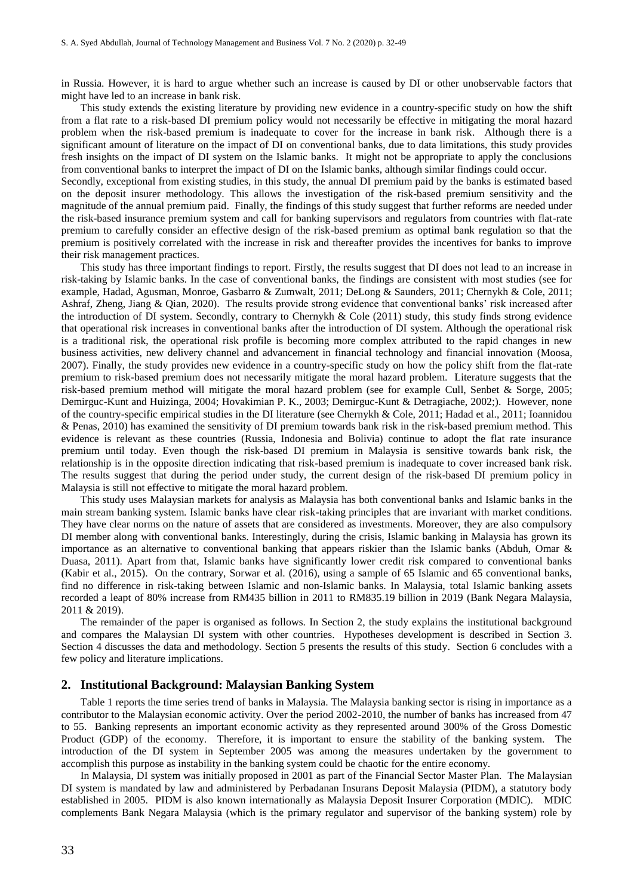in Russia. However, it is hard to argue whether such an increase is caused by DI or other unobservable factors that might have led to an increase in bank risk.

This study extends the existing literature by providing new evidence in a country-specific study on how the shift from a flat rate to a risk-based DI premium policy would not necessarily be effective in mitigating the moral hazard problem when the risk-based premium is inadequate to cover for the increase in bank risk. Although there is a significant amount of literature on the impact of DI on conventional banks, due to data limitations, this study provides fresh insights on the impact of DI system on the Islamic banks. It might not be appropriate to apply the conclusions from conventional banks to interpret the impact of DI on the Islamic banks, although similar findings could occur.

Secondly, exceptional from existing studies, in this study, the annual DI premium paid by the banks is estimated based on the deposit insurer methodology. This allows the investigation of the risk-based premium sensitivity and the magnitude of the annual premium paid. Finally, the findings of this study suggest that further reforms are needed under the risk-based insurance premium system and call for banking supervisors and regulators from countries with flat-rate premium to carefully consider an effective design of the risk-based premium as optimal bank regulation so that the premium is positively correlated with the increase in risk and thereafter provides the incentives for banks to improve their risk management practices.

This study has three important findings to report. Firstly, the results suggest that DI does not lead to an increase in risk-taking by Islamic banks. In the case of conventional banks, the findings are consistent with most studies (see for example, Hadad, Agusman, Monroe, Gasbarro & Zumwalt, 2011; DeLong & Saunders, 2011; Chernykh & Cole, 2011; Ashraf, Zheng, Jiang & Qian, 2020). The results provide strong evidence that conventional banks' risk increased after the introduction of DI system. Secondly, contrary to Chernykh & Cole (2011) study, this study finds strong evidence that operational risk increases in conventional banks after the introduction of DI system. Although the operational risk is a traditional risk, the operational risk profile is becoming more complex attributed to the rapid changes in new business activities, new delivery channel and advancement in financial technology and financial innovation (Moosa, 2007). Finally, the study provides new evidence in a country-specific study on how the policy shift from the flat-rate premium to risk-based premium does not necessarily mitigate the moral hazard problem. Literature suggests that the risk-based premium method will mitigate the moral hazard problem (see for example Cull, Senbet & Sorge, 2005; Demirguc-Kunt and Huizinga, 2004; Hovakimian P. K., 2003; Demirguc-Kunt & Detragiache, 2002;). However, none of the country-specific empirical studies in the DI literature (see Chernykh & Cole, 2011; Hadad et al., 2011; Ioannidou & Penas, 2010) has examined the sensitivity of DI premium towards bank risk in the risk-based premium method. This evidence is relevant as these countries (Russia, Indonesia and Bolivia) continue to adopt the flat rate insurance premium until today. Even though the risk-based DI premium in Malaysia is sensitive towards bank risk, the relationship is in the opposite direction indicating that risk-based premium is inadequate to cover increased bank risk. The results suggest that during the period under study, the current design of the risk-based DI premium policy in Malaysia is still not effective to mitigate the moral hazard problem.

This study uses Malaysian markets for analysis as Malaysia has both conventional banks and Islamic banks in the main stream banking system. Islamic banks have clear risk-taking principles that are invariant with market conditions. They have clear norms on the nature of assets that are considered as investments. Moreover, they are also compulsory DI member along with conventional banks. Interestingly, during the crisis, Islamic banking in Malaysia has grown its importance as an alternative to conventional banking that appears riskier than the Islamic banks (Abduh, Omar & Duasa, 2011). Apart from that, Islamic banks have significantly lower credit risk compared to conventional banks (Kabir et al., 2015). On the contrary, Sorwar et al. (2016), using a sample of 65 Islamic and 65 conventional banks, find no difference in risk-taking between Islamic and non-Islamic banks. In Malaysia, total Islamic banking assets recorded a leapt of 80% increase from RM435 billion in 2011 to RM835.19 billion in 2019 (Bank Negara Malaysia, 2011 & 2019).

The remainder of the paper is organised as follows. In Section 2, the study explains the institutional background and compares the Malaysian DI system with other countries. Hypotheses development is described in Section 3. Section 4 discusses the data and methodology. Section 5 presents the results of this study. Section 6 concludes with a few policy and literature implications.

## 2. Institutional Background: Malaysian Banking System

Table 1 reports the time series trend of banks in Malaysia. The Malaysia banking sector is rising in importance as a contributor to the Malaysian economic activity. Over the period 2002-2010, the number of banks has increased from 47 to 55. Banking represents an important economic activity as they represented around 300% of the Gross Domestic Product (GDP) of the economy. Therefore, it is important to ensure the stability of the banking system. The introduction of the DI system in September 2005 was among the measures undertaken by the government to accomplish this purpose as instability in the banking system could be chaotic for the entire economy.

In Malaysia, DI system was initially proposed in 2001 as part of the Financial Sector Master Plan. The Malaysian DI system is mandated by law and administered by Perbadanan Insurans Deposit Malaysia (PIDM), a statutory body established in 2005. PIDM is also known internationally as Malaysia Deposit Insurer Corporation (MDIC). MDIC complements Bank Negara Malaysia (which is the primary regulator and supervisor of the banking system) role by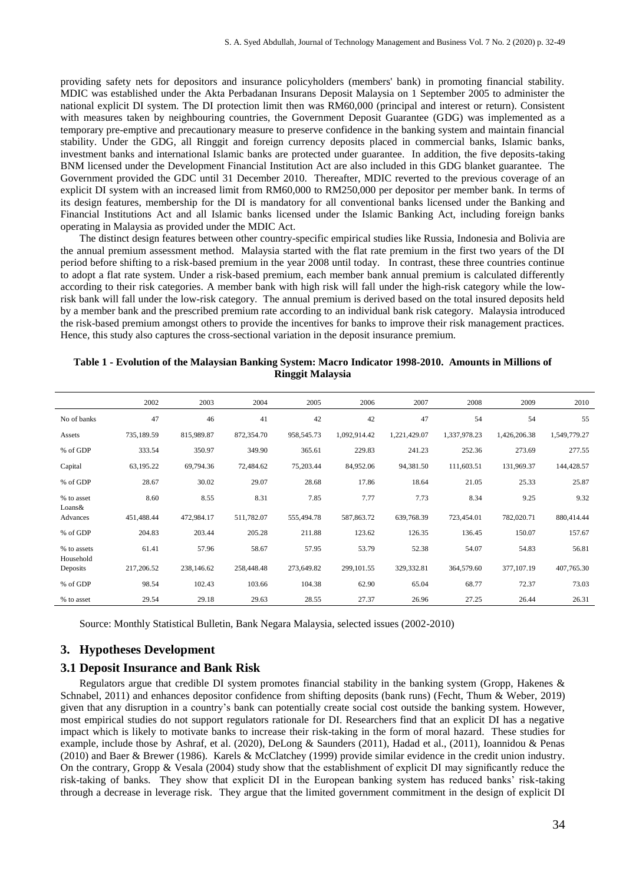providing safety nets for depositors and insurance policyholders (members' bank) in promoting financial stability. MDIC was established under the Akta Perbadanan Insurans Deposit Malaysia on 1 September 2005 to administer the national explicit DI system. The DI protection limit then was RM60,000 (principal and interest or return). Consistent with measures taken by neighbouring countries, the Government Deposit Guarantee (GDG) was implemented as a temporary pre-emptive and precautionary measure to preserve confidence in the banking system and maintain financial stability. Under the GDG, all Ringgit and foreign currency deposits placed in commercial banks, Islamic banks, investment banks and international Islamic banks are protected under guarantee. In addition, the five deposits-taking BNM licensed under the Development Financial Institution Act are also included in this GDG blanket guarantee. The Government provided the GDC until 31 December 2010. Thereafter, MDIC reverted to the previous coverage of an explicit DI system with an increased limit from RM60,000 to RM250,000 per depositor per member bank. In terms of its design features, membership for the DI is mandatory for all conventional banks licensed under the Banking and Financial Institutions Act and all Islamic banks licensed under the Islamic Banking Act, including foreign banks operating in Malaysia as provided under the MDIC Act.

The distinct design features between other country-specific empirical studies like Russia, Indonesia and Bolivia are the annual premium assessment method. Malaysia started with the flat rate premium in the first two years of the DI period before shifting to a risk-based premium in the year 2008 until today. In contrast, these three countries continue to adopt a flat rate system. Under a risk-based premium, each member bank annual premium is calculated differently according to their risk categories. A member bank with high risk will fall under the high-risk category while the low-risk bank will fall under the low-risk category. The annual premium is derived based on the total insured deposits held by a member bank and the prescribed premium rate according to an individual bank risk category. Malaysia introduced the risk-based premium amongst others to provide the incentives for banks to improve their risk management practices. Hence, this study also captures the cross-sectional variation in the deposit insurance premium.

**Table 1 - Evolution of the Malaysian Banking System: Macro Indicator 1998-2010. Amounts in Millions of Ringgit Malaysia**

| | 2002 | 2003 | 2004 | 2005 | 2006 | 2007 | 2008 | 2009 | 2010 |
|---|---|---|---|---|---|---|---|---|---|
| No of banks | 47 | 46 | 41 | 42 | 42 | 47 | 54 | 54 | 55 |
| Assets | 735,189.59 | 815,989.87 | 872,354.70 | 958,545.73 | 1,092,914.42 | 1,221,429.07 | 1,337,978.23 | 1,426,206.38 | 1,549,779.27 |
| % of GDP | 333.54 | 350.97 | 349.90 | 365.61 | 229.83 | 241.23 | 252.36 | 273.69 | 277.55 |
| Capital | 63,195.22 | 69,794.36 | 72,484.62 | 75,203.44 | 84,952.06 | 94,381.50 | 111,603.51 | 131,969.37 | 144,428.57 |
| % of GDP | 28.67 | 30.02 | 29.07 | 28.68 | 17.86 | 18.64 | 21.05 | 25.33 | 25.87 |
| % to asset | 8.60 | 8.55 | 8.31 | 7.85 | 7.77 | 7.73 | 8.34 | 9.25 | 9.32 |
| Loans& Advances | 451,488.44 | 472,984.17 | 511,782.07 | 555,494.78 | 587,863.72 | 639,768.39 | 723,454.01 | 782,020.71 | 880,414.44 |
| % of GDP | 204.83 | 203.44 | 205.28 | 211.88 | 123.62 | 126.35 | 136.45 | 150.07 | 157.67 |
| % to assets | 61.41 | 57.96 | 58.67 | 57.95 | 53.79 | 52.38 | 54.07 | 54.83 | 56.81 |
| Household Deposits | 217,206.52 | 238,146.62 | 258,448.48 | 273,649.82 | 299,101.55 | 329,332.81 | 364,579.60 | 377,107.19 | 407,765.30 |
| % of GDP | 98.54 | 102.43 | 103.66 | 104.38 | 62.90 | 65.04 | 68.77 | 72.37 | 73.03 |
| % to asset | 29.54 | 29.18 | 29.63 | 28.55 | 27.37 | 26.96 | 27.25 | 26.44 | 26.31 |

Source: Monthly Statistical Bulletin, Bank Negara Malaysia, selected issues (2002-2010)

## 3. Hypotheses Development

### 3.1 Deposit Insurance and Bank Risk

Regulators argue that credible DI system promotes financial stability in the banking system (Gropp, Hakenes & Schnabel, 2011) and enhances depositor confidence from shifting deposits (bank runs) (Fecht, Thum & Weber, 2019) given that any disruption in a country's bank can potentially create social cost outside the banking system. However, most empirical studies do not support regulators rationale for DI. Researchers find that an explicit DI has a negative impact which is likely to motivate banks to increase their risk-taking in the form of moral hazard. These studies for example, include those by Ashraf, et al. (2020), DeLong & Saunders (2011), Hadad et al., (2011), Ioannidou & Penas (2010) and Baer & Brewer (1986). Karels & McClatchey (1999) provide similar evidence in the credit union industry. On the contrary, Gropp & Vesala (2004) study show that the establishment of explicit DI may significantly reduce the risk-taking of banks. They show that explicit DI in the European banking system has reduced banks' risk-taking through a decrease in leverage risk. They argue that the limited government commitment in the design of explicit DI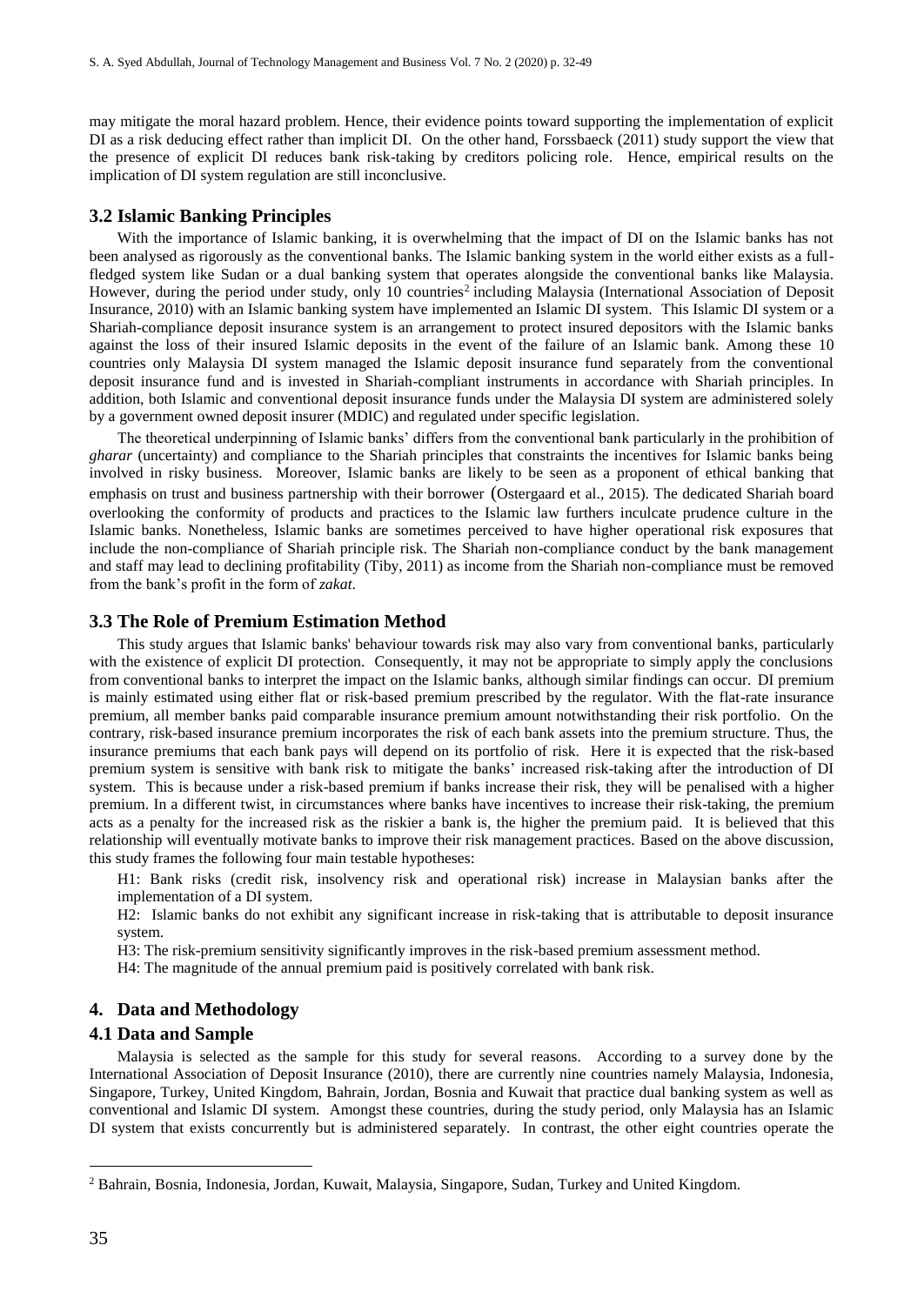may mitigate the moral hazard problem. Hence, their evidence points toward supporting the implementation of explicit DI as a risk deducing effect rather than implicit DI. On the other hand, Forssbaeck (2011) study support the view that the presence of explicit DI reduces bank risk-taking by creditors policing role. Hence, empirical results on the implication of DI system regulation are still inconclusive.

### 3.2 Islamic Banking Principles

With the importance of Islamic banking, it is overwhelming that the impact of DI on the Islamic banks has not been analysed as rigorously as the conventional banks. The Islamic banking system in the world either exists as a full-fledged system like Sudan or a dual banking system that operates alongside the conventional banks like Malaysia. However, during the period under study, only 10 countries[2] including Malaysia (International Association of Deposit Insurance, 2010) with an Islamic banking system have implemented an Islamic DI system. This Islamic DI system or a Shariah-compliance deposit insurance system is an arrangement to protect insured depositors with the Islamic banks against the loss of their insured Islamic deposits in the event of the failure of an Islamic bank. Among these 10 countries only Malaysia DI system managed the Islamic deposit insurance fund separately from the conventional deposit insurance fund and is invested in Shariah-compliant instruments in accordance with Shariah principles. In addition, both Islamic and conventional deposit insurance funds under the Malaysia DI system are administered solely by a government owned deposit insurer (MDIC) and regulated under specific legislation.

The theoretical underpinning of Islamic banks' differs from the conventional bank particularly in the prohibition of *gharar* (uncertainty) and compliance to the Shariah principles that constraints the incentives for Islamic banks being involved in risky business. Moreover, Islamic banks are likely to be seen as a proponent of ethical banking that emphasis on trust and business partnership with their borrower (Ostergaard et al., 2015). The dedicated Shariah board overlooking the conformity of products and practices to the Islamic law furthers inculcate prudence culture in the Islamic banks. Nonetheless, Islamic banks are sometimes perceived to have higher operational risk exposures that include the non-compliance of Shariah principle risk. The Shariah non-compliance conduct by the bank management and staff may lead to declining profitability (Tiby, 2011) as income from the Shariah non-compliance must be removed from the bank's profit in the form of *zakat.*

### 3.3 The Role of Premium Estimation Method

This study argues that Islamic banks' behaviour towards risk may also vary from conventional banks, particularly with the existence of explicit DI protection. Consequently, it may not be appropriate to simply apply the conclusions from conventional banks to interpret the impact on the Islamic banks, although similar findings can occur. DI premium is mainly estimated using either flat or risk-based premium prescribed by the regulator. With the flat-rate insurance premium, all member banks paid comparable insurance premium amount notwithstanding their risk portfolio. On the contrary, risk-based insurance premium incorporates the risk of each bank assets into the premium structure. Thus, the insurance premiums that each bank pays will depend on its portfolio of risk. Here it is expected that the risk-based premium system is sensitive with bank risk to mitigate the banks' increased risk-taking after the introduction of DI system. This is because under a risk-based premium if banks increase their risk, they will be penalised with a higher premium. In a different twist, in circumstances where banks have incentives to increase their risk-taking, the premium acts as a penalty for the increased risk as the riskier a bank is, the higher the premium paid. It is believed that this relationship will eventually motivate banks to improve their risk management practices. Based on the above discussion, this study frames the following four main testable hypotheses:

H1: Bank risks (credit risk, insolvency risk and operational risk) increase in Malaysian banks after the implementation of a DI system.

H2: Islamic banks do not exhibit any significant increase in risk-taking that is attributable to deposit insurance system.

H3: The risk-premium sensitivity significantly improves in the risk-based premium assessment method.

H4: The magnitude of the annual premium paid is positively correlated with bank risk.

## 4. Data and Methodology

### 4.1 Data and Sample

Malaysia is selected as the sample for this study for several reasons. According to a survey done by the International Association of Deposit Insurance (2010), there are currently nine countries namely Malaysia, Indonesia, Singapore, Turkey, United Kingdom, Bahrain, Jordan, Bosnia and Kuwait that practice dual banking system as well as conventional and Islamic DI system. Amongst these countries, during the study period, only Malaysia has an Islamic DI system that exists concurrently but is administered separately. In contrast, the other eight countries operate the

[2] Bahrain, Bosnia, Indonesia, Jordan, Kuwait, Malaysia, Singapore, Sudan, Turkey and United Kingdom.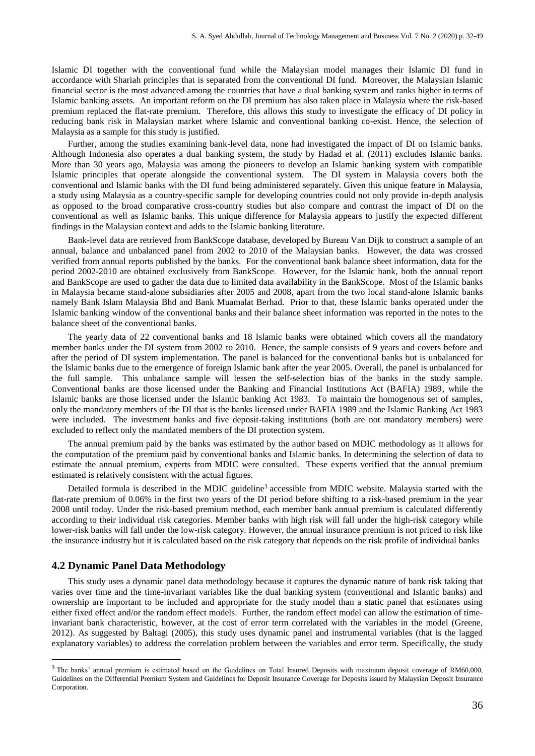Islamic DI together with the conventional fund while the Malaysian model manages their Islamic DI fund in accordance with Shariah principles that is separated from the conventional DI fund. Moreover, the Malaysian Islamic financial sector is the most advanced among the countries that have a dual banking system and ranks higher in terms of Islamic banking assets. An important reform on the DI premium has also taken place in Malaysia where the risk-based premium replaced the flat-rate premium. Therefore, this allows this study to investigate the efficacy of DI policy in reducing bank risk in Malaysian market where Islamic and conventional banking co-exist. Hence, the selection of Malaysia as a sample for this study is justified.

Further, among the studies examining bank-level data, none had investigated the impact of DI on Islamic banks. Although Indonesia also operates a dual banking system, the study by Hadad et al. (2011) excludes Islamic banks. More than 30 years ago, Malaysia was among the pioneers to develop an Islamic banking system with compatible Islamic principles that operate alongside the conventional system. The DI system in Malaysia covers both the conventional and Islamic banks with the DI fund being administered separately. Given this unique feature in Malaysia, a study using Malaysia as a country-specific sample for developing countries could not only provide in-depth analysis as opposed to the broad comparative cross-country studies but also compare and contrast the impact of DI on the conventional as well as Islamic banks. This unique difference for Malaysia appears to justify the expected different findings in the Malaysian context and adds to the Islamic banking literature.

Bank-level data are retrieved from BankScope database, developed by Bureau Van Dijk to construct a sample of an annual, balance and unbalanced panel from 2002 to 2010 of the Malaysian banks. However, the data was crossed verified from annual reports published by the banks. For the conventional bank balance sheet information, data for the period 2002-2010 are obtained exclusively from BankScope. However, for the Islamic bank, both the annual report and BankScope are used to gather the data due to limited data availability in the BankScope. Most of the Islamic banks in Malaysia became stand-alone subsidiaries after 2005 and 2008, apart from the two local stand-alone Islamic banks namely Bank Islam Malaysia Bhd and Bank Muamalat Berhad. Prior to that, these Islamic banks operated under the Islamic banking window of the conventional banks and their balance sheet information was reported in the notes to the balance sheet of the conventional banks.

The yearly data of 22 conventional banks and 18 Islamic banks were obtained which covers all the mandatory member banks under the DI system from 2002 to 2010. Hence, the sample consists of 9 years and covers before and after the period of DI system implementation. The panel is balanced for the conventional banks but is unbalanced for the Islamic banks due to the emergence of foreign Islamic bank after the year 2005. Overall, the panel is unbalanced for the full sample. This unbalance sample will lessen the self-selection bias of the banks in the study sample. Conventional banks are those licensed under the Banking and Financial Institutions Act (BAFIA) 1989, while the Islamic banks are those licensed under the Islamic banking Act 1983. To maintain the homogenous set of samples, only the mandatory members of the DI that is the banks licensed under BAFIA 1989 and the Islamic Banking Act 1983 were included. The investment banks and five deposit-taking institutions (both are not mandatory members) were excluded to reflect only the mandated members of the DI protection system.

The annual premium paid by the banks was estimated by the author based on MDIC methodology as it allows for the computation of the premium paid by conventional banks and Islamic banks. In determining the selection of data to estimate the annual premium, experts from MDIC were consulted. These experts verified that the annual premium estimated is relatively consistent with the actual figures.

Detailed formula is described in the MDIC guideline[3] accessible from MDIC website. Malaysia started with the flat-rate premium of 0.06% in the first two years of the DI period before shifting to a risk-based premium in the year 2008 until today. Under the risk-based premium method, each member bank annual premium is calculated differently according to their individual risk categories. Member banks with high risk will fall under the high-risk category while lower-risk banks will fall under the low-risk category. However, the annual insurance premium is not priced to risk like the insurance industry but it is calculated based on the risk category that depends on the risk profile of individual banks

## 4.2 Dynamic Panel Data Methodology

This study uses a dynamic panel data methodology because it captures the dynamic nature of bank risk taking that varies over time and the time-invariant variables like the dual banking system (conventional and Islamic banks) and ownership are important to be included and appropriate for the study model than a static panel that estimates using either fixed effect and/or the random effect models. Further, the random effect model can allow the estimation of time-invariant bank characteristic, however, at the cost of error term correlated with the variables in the model (Greene, 2012). As suggested by Baltagi (2005), this study uses dynamic panel and instrumental variables (that is the lagged explanatory variables) to address the correlation problem between the variables and error term. Specifically, the study

---

[3] The banks' annual premium is estimated based on the Guidelines on Total Insured Deposits with maximum deposit coverage of RM60,000, Guidelines on the Differential Premium System and Guidelines for Deposit Insurance Coverage for Deposits issued by Malaysian Deposit Insurance Corporation.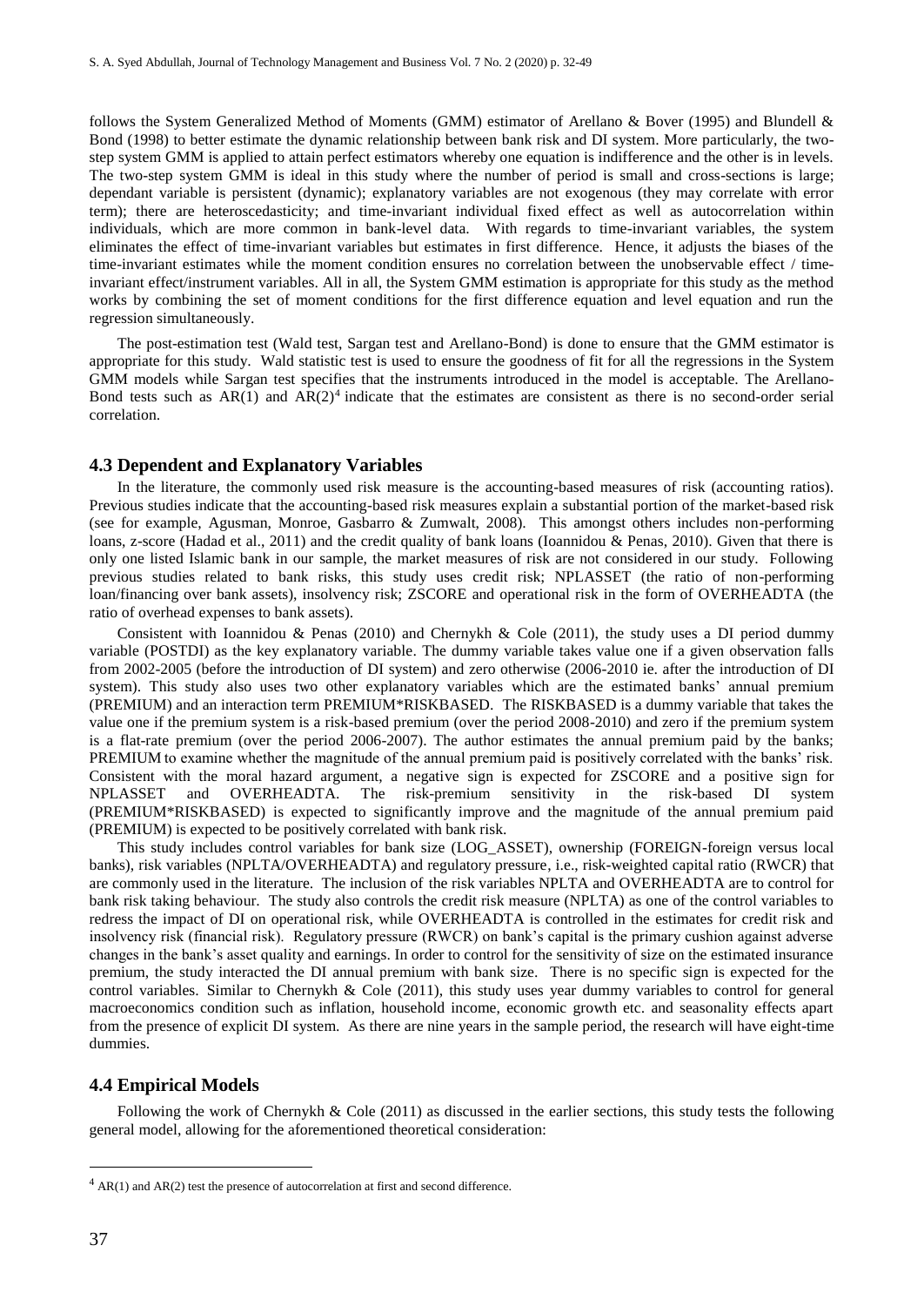follows the System Generalized Method of Moments (GMM) estimator of Arellano & Bover (1995) and Blundell & Bond (1998) to better estimate the dynamic relationship between bank risk and DI system. More particularly, the two-step system GMM is applied to attain perfect estimators whereby one equation is indifference and the other is in levels. The two-step system GMM is ideal in this study where the number of period is small and cross-sections is large; dependant variable is persistent (dynamic); explanatory variables are not exogenous (they may correlate with error term); there are heteroscedasticity; and time-invariant individual fixed effect as well as autocorrelation within individuals, which are more common in bank-level data. With regards to time-invariant variables, the system eliminates the effect of time-invariant variables but estimates in first difference. Hence, it adjusts the biases of the time-invariant estimates while the moment condition ensures no correlation between the unobservable effect / time-invariant effect/instrument variables. All in all, the System GMM estimation is appropriate for this study as the method works by combining the set of moment conditions for the first difference equation and level equation and run the regression simultaneously.

The post-estimation test (Wald test, Sargan test and Arellano-Bond) is done to ensure that the GMM estimator is appropriate for this study. Wald statistic test is used to ensure the goodness of fit for all the regressions in the System GMM models while Sargan test specifies that the instruments introduced in the model is acceptable. The Arellano-Bond tests such as AR(1) and AR(2)[4] indicate that the estimates are consistent as there is no second-order serial correlation.

### 4.3 Dependent and Explanatory Variables

In the literature, the commonly used risk measure is the accounting-based measures of risk (accounting ratios). Previous studies indicate that the accounting-based risk measures explain a substantial portion of the market-based risk (see for example, Agusman, Monroe, Gasbarro & Zumwalt, 2008). This amongst others includes non-performing loans, z-score (Hadad et al., 2011) and the credit quality of bank loans (Ioannidou & Penas, 2010). Given that there is only one listed Islamic bank in our sample, the market measures of risk are not considered in our study. Following previous studies related to bank risks, this study uses credit risk; NPLASSET (the ratio of non-performing loan/financing over bank assets), insolvency risk; ZSCORE and operational risk in the form of OVERHEADTA (the ratio of overhead expenses to bank assets).

Consistent with Ioannidou & Penas (2010) and Chernykh & Cole (2011), the study uses a DI period dummy variable (POSTDI) as the key explanatory variable. The dummy variable takes value one if a given observation falls from 2002-2005 (before the introduction of DI system) and zero otherwise (2006-2010 ie. after the introduction of DI system). This study also uses two other explanatory variables which are the estimated banks' annual premium (PREMIUM) and an interaction term PREMIUM*RISKBASED. The RISKBASED is a dummy variable that takes the value one if the premium system is a risk-based premium (over the period 2008-2010) and zero if the premium system is a flat-rate premium (over the period 2006-2007). The author estimates the annual premium paid by the banks; PREMIUM to examine whether the magnitude of the annual premium paid is positively correlated with the banks' risk. Consistent with the moral hazard argument, a negative sign is expected for ZSCORE and a positive sign for NPLASSET and OVERHEADTA. The risk-premium sensitivity in the risk-based DI system (PREMIUM*RISKBASED) is expected to significantly improve and the magnitude of the annual premium paid (PREMIUM) is expected to be positively correlated with bank risk.

This study includes control variables for bank size (LOG_ASSET), ownership (FOREIGN-foreign versus local banks), risk variables (NPLTA/OVERHEADTA) and regulatory pressure, i.e., risk-weighted capital ratio (RWCR) that are commonly used in the literature. The inclusion of the risk variables NPLTA and OVERHEADTA are to control for bank risk taking behaviour. The study also controls the credit risk measure (NPLTA) as one of the control variables to redress the impact of DI on operational risk, while OVERHEADTA is controlled in the estimates for credit risk and insolvency risk (financial risk). Regulatory pressure (RWCR) on bank's capital is the primary cushion against adverse changes in the bank's asset quality and earnings. In order to control for the sensitivity of size on the estimated insurance premium, the study interacted the DI annual premium with bank size. There is no specific sign is expected for the control variables. Similar to Chernykh & Cole (2011), this study uses year dummy variables to control for general macroeconomics condition such as inflation, household income, economic growth etc. and seasonality effects apart from the presence of explicit DI system. As there are nine years in the sample period, the research will have eight-time dummies.

### 4.4 Empirical Models

Following the work of Chernykh & Cole (2011) as discussed in the earlier sections, this study tests the following general model, allowing for the aforementioned theoretical consideration:

[4] AR(1) and AR(2) test the presence of autocorrelation at first and second difference.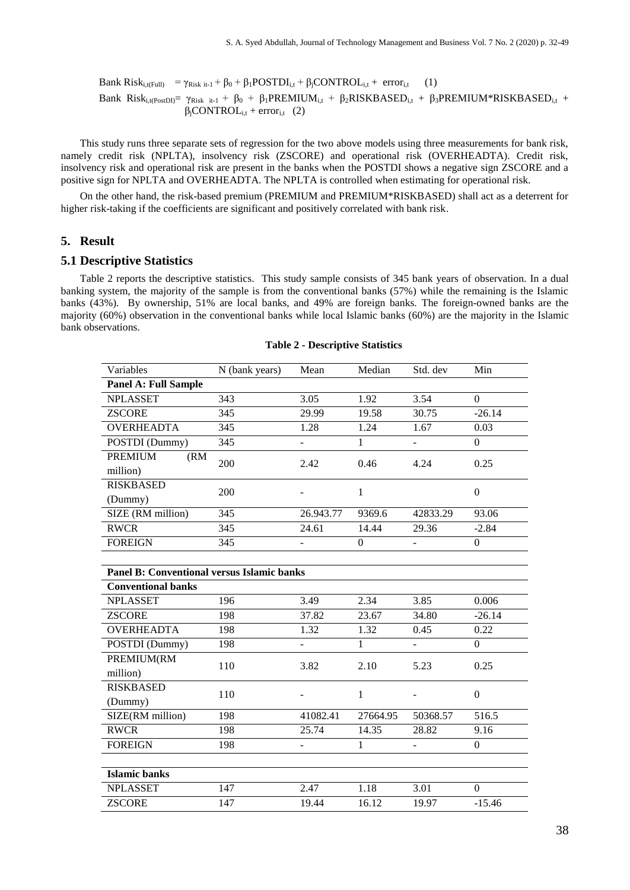$$\text{Bank Risk}_{i,t(Full)} = \gamma_{Risk\ it-1} + \beta_0 + \beta_1 POSTDI_{i,t} + \beta_j CONTROL_{i,t} + error_{i,t} \quad (1)$$

$$\text{Bank Risk}_{i,t(PostDI)} = \gamma_{Risk\ it-1} + \beta_0 + \beta_1 PREMIUM_{i,t} + \beta_2 RISKBASED_{i,t} + \beta_3 PREMIUM*RISKBASED_{i,t} + \beta_j CONTROL_{i,t} + error_{i,t} \quad (2)$$

This study runs three separate sets of regression for the two above models using three measurements for bank risk, namely credit risk (NPLTA), insolvency risk (ZSCORE) and operational risk (OVERHEADTA). Credit risk, insolvency risk and operational risk are present in the banks when the POSTDI shows a negative sign ZSCORE and a positive sign for NPLTA and OVERHEADTA. The NPLTA is controlled when estimating for operational risk.

On the other hand, the risk-based premium (PREMIUM and PREMIUM*RISKBASED) shall act as a deterrent for higher risk-taking if the coefficients are significant and positively correlated with bank risk.

## 5. Result

### 5.1 Descriptive Statistics

Table 2 reports the descriptive statistics. This study sample consists of 345 bank years of observation. In a dual banking system, the majority of the sample is from the conventional banks (57%) while the remaining is the Islamic banks (43%). By ownership, 51% are local banks, and 49% are foreign banks. The foreign-owned banks are the majority (60%) observation in the conventional banks while local Islamic banks (60%) are the majority in the Islamic bank observations.

**Table 2 - Descriptive Statistics**

| Variables | N (bank years) | Mean | Median | Std. dev | Min |
|---|---|---|---|---|---|
| **Panel A: Full Sample** | | | | | |
| NPLASSET | 343 | 3.05 | 1.92 | 3.54 | 0 |
| ZSCORE | 345 | 29.99 | 19.58 | 30.75 | -26.14 |
| OVERHEADTA | 345 | 1.28 | 1.24 | 1.67 | 0.03 |
| POSTDI (Dummy) | 345 | - | 1 | - | 0 |
| PREMIUM (RM million) | 200 | 2.42 | 0.46 | 4.24 | 0.25 |
| RISKBASED (Dummy) | 200 | - | 1 | | 0 |
| SIZE (RM million) | 345 | 26.943.77 | 9369.6 | 42833.29 | 93.06 |
| RWCR | 345 | 24.61 | 14.44 | 29.36 | -2.84 |
| FOREIGN | 345 | - | 0 | - | 0 |
| **Panel B: Conventional versus Islamic banks** | | | | | |
| **Conventional banks** | | | | | |
| NPLASSET | 196 | 3.49 | 2.34 | 3.85 | 0.006 |
| ZSCORE | 198 | 37.82 | 23.67 | 34.80 | -26.14 |
| OVERHEADTA | 198 | 1.32 | 1.32 | 0.45 | 0.22 |
| POSTDI (Dummy) | 198 | - | 1 | - | 0 |
| PREMIUM(RM million) | 110 | 3.82 | 2.10 | 5.23 | 0.25 |
| RISKBASED (Dummy) | 110 | - | 1 | - | 0 |
| SIZE(RM million) | 198 | 41082.41 | 27664.95 | 50368.57 | 516.5 |
| RWCR | 198 | 25.74 | 14.35 | 28.82 | 9.16 |
| FOREIGN | 198 | - | 1 | - | 0 |
| **Islamic banks** | | | | | |
| NPLASSET | 147 | 2.47 | 1.18 | 3.01 | 0 |
| ZSCORE | 147 | 19.44 | 16.12 | 19.97 | -15.46 |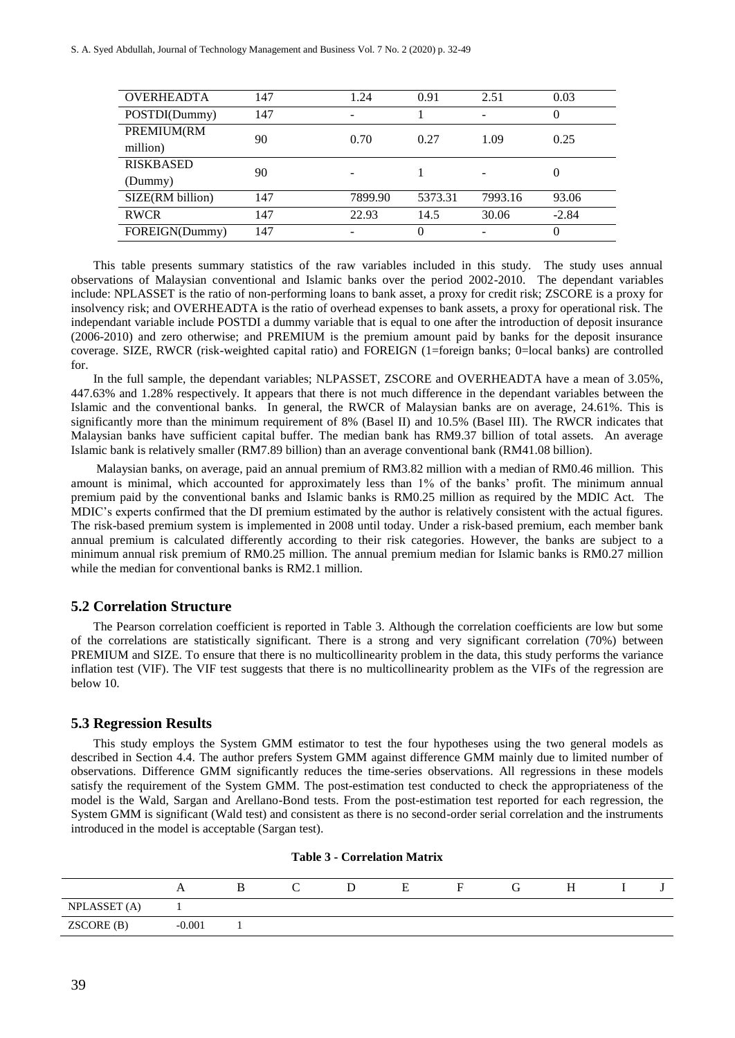| OVERHEADTA | 147 | 1.24 | 0.91 | 2.51 | 0.03 |
|---|---|---|---|---|---|
| POSTDI(Dummy) | 147 | - | 1 | - | 0 |
| PREMIUM(RM million) | 90 | 0.70 | 0.27 | 1.09 | 0.25 |
| RISKBASED (Dummy) | 90 | - | 1 | - | 0 |
| SIZE(RM billion) | 147 | 7899.90 | 5373.31 | 7993.16 | 93.06 |
| RWCR | 147 | 22.93 | 14.5 | 30.06 | -2.84 |
| FOREIGN(Dummy) | 147 | - | 0 | - | 0 |

This table presents summary statistics of the raw variables included in this study. The study uses annual observations of Malaysian conventional and Islamic banks over the period 2002-2010. The dependant variables include: NPLASSET is the ratio of non-performing loans to bank asset, a proxy for credit risk; ZSCORE is a proxy for insolvency risk; and OVERHEADTA is the ratio of overhead expenses to bank assets, a proxy for operational risk. The independant variable include POSTDI a dummy variable that is equal to one after the introduction of deposit insurance (2006-2010) and zero otherwise; and PREMIUM is the premium amount paid by banks for the deposit insurance coverage. SIZE, RWCR (risk-weighted capital ratio) and FOREIGN (1=foreign banks; 0=local banks) are controlled for.

In the full sample, the dependant variables; NLPASSET, ZSCORE and OVERHEADTA have a mean of 3.05%, 447.63% and 1.28% respectively. It appears that there is not much difference in the dependant variables between the Islamic and the conventional banks. In general, the RWCR of Malaysian banks are on average, 24.61%. This is significantly more than the minimum requirement of 8% (Basel II) and 10.5% (Basel III). The RWCR indicates that Malaysian banks have sufficient capital buffer. The median bank has RM9.37 billion of total assets. An average Islamic bank is relatively smaller (RM7.89 billion) than an average conventional bank (RM41.08 billion).

Malaysian banks, on average, paid an annual premium of RM3.82 million with a median of RM0.46 million. This amount is minimal, which accounted for approximately less than 1% of the banks' profit. The minimum annual premium paid by the conventional banks and Islamic banks is RM0.25 million as required by the MDIC Act. The MDIC's experts confirmed that the DI premium estimated by the author is relatively consistent with the actual figures. The risk-based premium system is implemented in 2008 until today. Under a risk-based premium, each member bank annual premium is calculated differently according to their risk categories. However, the banks are subject to a minimum annual risk premium of RM0.25 million. The annual premium median for Islamic banks is RM0.27 million while the median for conventional banks is RM2.1 million.

## 5.2 Correlation Structure

The Pearson correlation coefficient is reported in Table 3. Although the correlation coefficients are low but some of the correlations are statistically significant. There is a strong and very significant correlation (70%) between PREMIUM and SIZE. To ensure that there is no multicollinearity problem in the data, this study performs the variance inflation test (VIF). The VIF test suggests that there is no multicollinearity problem as the VIFs of the regression are below 10.

## 5.3 Regression Results

This study employs the System GMM estimator to test the four hypotheses using the two general models as described in Section 4.4. The author prefers System GMM against difference GMM mainly due to limited number of observations. Difference GMM significantly reduces the time-series observations. All regressions in these models satisfy the requirement of the System GMM. The post-estimation test conducted to check the appropriateness of the model is the Wald, Sargan and Arellano-Bond tests. From the post-estimation test reported for each regression, the System GMM is significant (Wald test) and consistent as there is no second-order serial correlation and the instruments introduced in the model is acceptable (Sargan test).

**Table 3 - Correlation Matrix**

| | A | B | C | D | E | F | G | H | I | J |
|---|---|---|---|---|---|---|---|---|---|---|
| NPLASSET (A) | 1 | | | | | | | | | |
| ZSCORE (B) | -0.001 | 1 | | | | | | | | |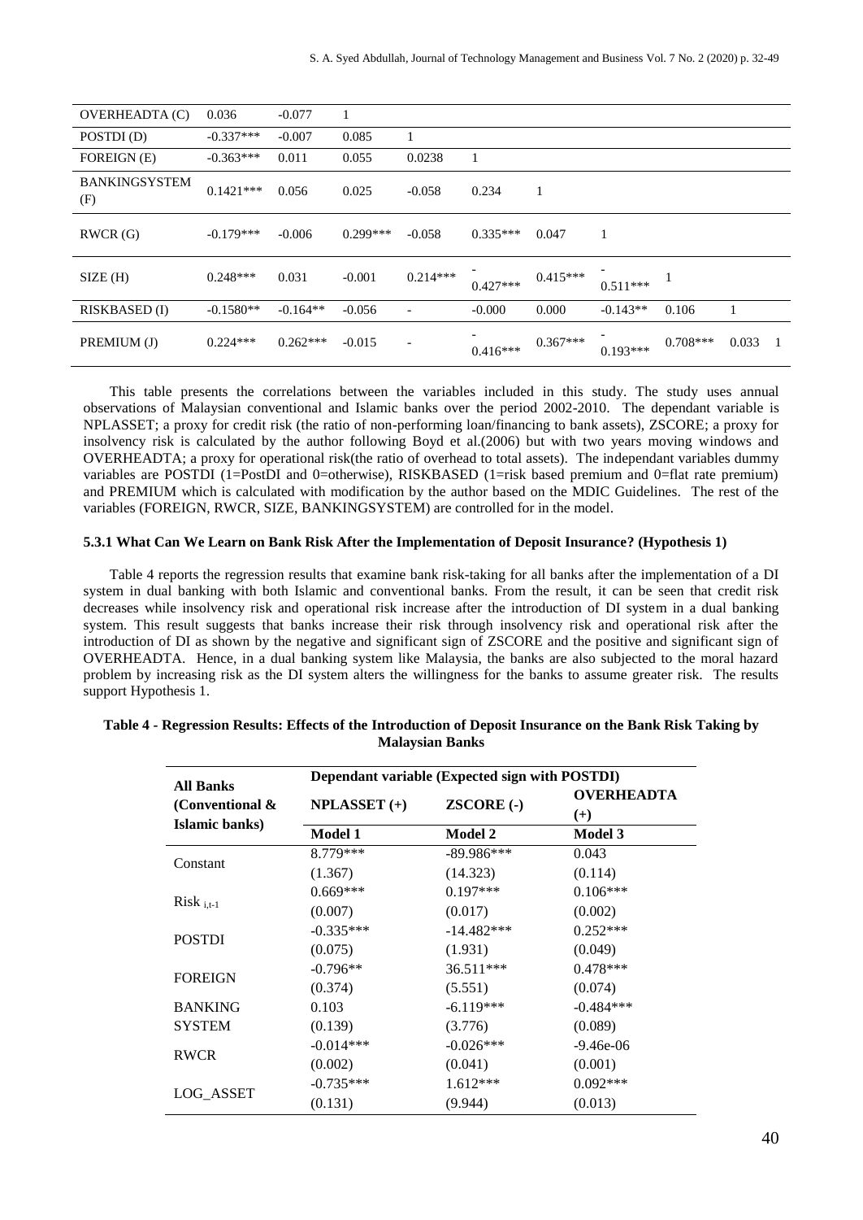| | | | | | | | | | | |
|---|---|---|---|---|---|---|---|---|---|---|
| OVERHEADTA (C) | 0.036 | -0.077 | 1 | | | | | | | |
| POSTDI (D) | -0.337*** | -0.007 | 0.085 | 1 | | | | | | |
| FOREIGN (E) | -0.363*** | 0.011 | 0.055 | 0.0238 | 1 | | | | | |
| BANKINGSYSTEM (F) | 0.1421*** | 0.056 | 0.025 | -0.058 | 0.234 | 1 | | | | |
| RWCR (G) | -0.179*** | -0.006 | 0.299*** | -0.058 | 0.335*** | 0.047 | 1 | | | |
| SIZE (H) | 0.248*** | 0.031 | -0.001 | 0.214*** | -0.427*** | 0.415*** | -0.511*** | 1 | | |
| RISKBASED (I) | -0.1580** | -0.164** | -0.056 | - | -0.000 | 0.000 | -0.143** | 0.106 | 1 | |
| PREMIUM (J) | 0.224*** | 0.262*** | -0.015 | - | -0.416*** | 0.367*** | -0.193*** | 0.708*** | 0.033 | 1 |

This table presents the correlations between the variables included in this study. The study uses annual observations of Malaysian conventional and Islamic banks over the period 2002-2010. The dependant variable is NPLASSET; a proxy for credit risk (the ratio of non-performing loan/financing to bank assets), ZSCORE; a proxy for insolvency risk is calculated by the author following Boyd et al.(2006) but with two years moving windows and OVERHEADTA; a proxy for operational risk(the ratio of overhead to total assets). The independant variables dummy variables are POSTDI (1=PostDI and 0=otherwise), RISKBASED (1=risk based premium and 0=flat rate premium) and PREMIUM which is calculated with modification by the author based on the MDIC Guidelines. The rest of the variables (FOREIGN, RWCR, SIZE, BANKINGSYSTEM) are controlled for in the model.

#### 5.3.1 What Can We Learn on Bank Risk After the Implementation of Deposit Insurance? (Hypothesis 1)

Table 4 reports the regression results that examine bank risk-taking for all banks after the implementation of a DI system in dual banking with both Islamic and conventional banks. From the result, it can be seen that credit risk decreases while insolvency risk and operational risk increase after the introduction of DI system in a dual banking system. This result suggests that banks increase their risk through insolvency risk and operational risk after the introduction of DI as shown by the negative and significant sign of ZSCORE and the positive and significant sign of OVERHEADTA. Hence, in a dual banking system like Malaysia, the banks are also subjected to the moral hazard problem by increasing risk as the DI system alters the willingness for the banks to assume greater risk. The results support Hypothesis 1.

**Table 4 - Regression Results: Effects of the Introduction of Deposit Insurance on the Bank Risk Taking by Malaysian Banks**

| All Banks (Conventional & Islamic banks) | Dependant variable (Expected sign with POSTDI) | | |
|---|---|---|---|
| | NPLASSET (+) | ZSCORE (-) | OVERHEADTA (+) |
| | Model 1 | Model 2 | Model 3 |
| Constant | 8.779*** | -89.986*** | 0.043 |
| | (1.367) | (14.323) | (0.114) |
| $Risk_{i,t-1}$ | 0.669*** | 0.197*** | 0.106*** |
| | (0.007) | (0.017) | (0.002) |
| POSTDI | -0.335*** | -14.482*** | 0.252*** |
| | (0.075) | (1.931) | (0.049) |
| FOREIGN | -0.796** | 36.511*** | 0.478*** |
| | (0.374) | (5.551) | (0.074) |
| BANKING SYSTEM | 0.103 | -6.119*** | -0.484*** |
| | (0.139) | (3.776) | (0.089) |
| RWCR | -0.014*** | -0.026*** | -9.46e-06 |
| | (0.002) | (0.041) | (0.001) |
| LOG_ASSET | -0.735*** | 1.612*** | 0.092*** |
| | (0.131) | (9.944) | (0.013) |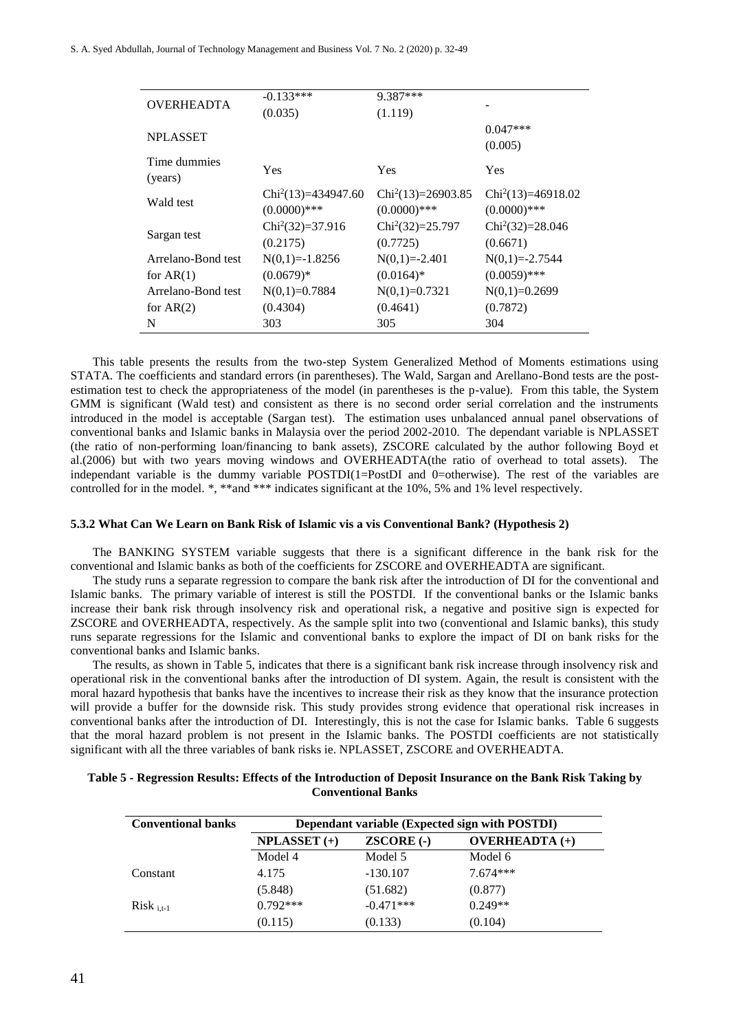| | | | |
|---|---|---|---|
| OVERHEADTA | -0.133*** (0.035) | 9.387*** (1.119) | - |
| NPLASSET | | | 0.047*** (0.005) |
| Time dummies (years) | Yes | Yes | Yes |
| Wald test | $Chi^2(13)$=434947.60 (0.0000)*** | $Chi^2(13)$=26903.85 (0.0000)*** | $Chi^2(13)$=46918.02 (0.0000)*** |
| Sargan test | $Chi^2(32)$=37.916 (0.2175) | $Chi^2(32)$=25.797 (0.7725) | $Chi^2(32)$=28.046 (0.6671) |
| Arrelano-Bond test for AR(1) | N(0,1)=-1.8256 (0.0679)* | N(0,1)=-2.401 (0.0164)* | N(0,1)=-2.7544 (0.0059)*** |
| Arrelano-Bond test for AR(2) | N(0,1)=0.7884 (0.4304) | N(0,1)=0.7321 (0.4641) | N(0,1)=0.2699 (0.7872) |
| N | 303 | 305 | 304 |

This table presents the results from the two-step System Generalized Method of Moments estimations using STATA. The coefficients and standard errors (in parentheses). The Wald, Sargan and Arellano-Bond tests are the post-estimation test to check the appropriateness of the model (in parentheses is the p-value). From this table, the System GMM is significant (Wald test) and consistent as there is no second order serial correlation and the instruments introduced in the model is acceptable (Sargan test). The estimation uses unbalanced annual panel observations of conventional banks and Islamic banks in Malaysia over the period 2002-2010. The dependant variable is NPLASSET (the ratio of non-performing loan/financing to bank assets), ZSCORE calculated by the author following Boyd et al.(2006) but with two years moving windows and OVERHEADTA(the ratio of overhead to total assets). The independant variable is the dummy variable POSTDI(1=PostDI and 0=otherwise). The rest of the variables are controlled for in the model. *, **and *** indicates significant at the 10%, 5% and 1% level respectively.

#### 5.3.2 What Can We Learn on Bank Risk of Islamic vis a vis Conventional Bank? (Hypothesis 2)

The BANKING SYSTEM variable suggests that there is a significant difference in the bank risk for the conventional and Islamic banks as both of the coefficients for ZSCORE and OVERHEADTA are significant.

The study runs a separate regression to compare the bank risk after the introduction of DI for the conventional and Islamic banks. The primary variable of interest is still the POSTDI. If the conventional banks or the Islamic banks increase their bank risk through insolvency risk and operational risk, a negative and positive sign is expected for ZSCORE and OVERHEADTA, respectively. As the sample split into two (conventional and Islamic banks), this study runs separate regressions for the Islamic and conventional banks to explore the impact of DI on bank risks for the conventional banks and Islamic banks.

The results, as shown in Table 5, indicates that there is a significant bank risk increase through insolvency risk and operational risk in the conventional banks after the introduction of DI system. Again, the result is consistent with the moral hazard hypothesis that banks have the incentives to increase their risk as they know that the insurance protection will provide a buffer for the downside risk. This study provides strong evidence that operational risk increases in conventional banks after the introduction of DI. Interestingly, this is not the case for Islamic banks. Table 6 suggests that the moral hazard problem is not present in the Islamic banks. The POSTDI coefficients are not statistically significant with all the three variables of bank risks ie. NPLASSET, ZSCORE and OVERHEADTA.

**Table 5 - Regression Results: Effects of the Introduction of Deposit Insurance on the Bank Risk Taking by Conventional Banks**

| **Conventional banks** | **Dependant variable (Expected sign with POSTDI)** | | |
|---|---|---|---|
| | **NPLASSET (+)** | **ZSCORE (-)** | **OVERHEADTA (+)** |
| | Model 4 | Model 5 | Model 6 |
| Constant | 4.175 (5.848) | -130.107 (51.682) | 7.674*** (0.877) |
| $Risk_{i,t-1}$ | 0.792*** (0.115) | -0.471*** (0.133) | 0.249** (0.104) |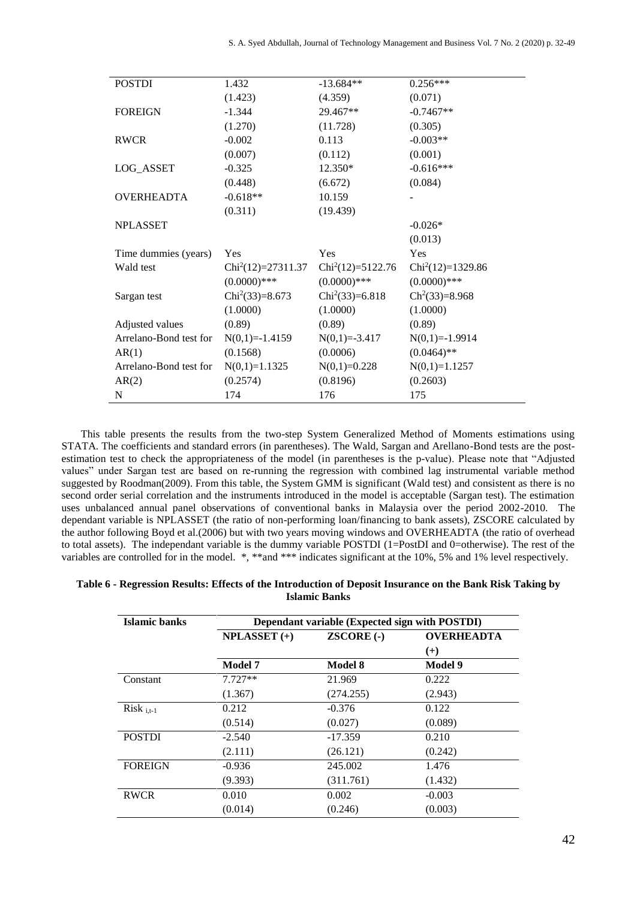| | | | |
|---|---|---|---|
| POSTDI | 1.432 | -13.684** | 0.256*** |
| | (1.423) | (4.359) | (0.071) |
| FOREIGN | -1.344 | 29.467** | -0.7467** |
| | (1.270) | (11.728) | (0.305) |
| RWCR | -0.002 | 0.113 | -0.003** |
| | (0.007) | (0.112) | (0.001) |
| LOG_ASSET | -0.325 | 12.350* | -0.616*** |
| | (0.448) | (6.672) | (0.084) |
| OVERHEADTA | -0.618** | 10.159 | - |
| | (0.311) | (19.439) | |
| NPLASSET | | | -0.026* |
| | | | (0.013) |
| Time dummies (years) | Yes | Yes | Yes |
| Wald test | $Chi^2(12)$=27311.37 | $Chi^2(12)$=5122.76 | $Chi^2(12)$=1329.86 |
| | (0.0000)*** | (0.0000)*** | (0.0000)*** |
| Sargan test | $Chi^2(33)$=8.673 | $Chi^2(33)$=6.818 | $Ch^2(33)$=8.968 |
| | (1.0000) | (1.0000) | (1.0000) |
| Adjusted values | (0.89) | (0.89) | (0.89) |
| Arrelano-Bond test for AR(1) | N(0,1)=-1.4159 | N(0,1)=-3.417 | N(0,1)=-1.9914 |
| | (0.1568) | (0.0006) | (0.0464)** |
| Arrelano-Bond test for AR(2) | N(0,1)=1.1325 | N(0,1)=0.228 | N(0,1)=1.1257 |
| | (0.2574) | (0.8196) | (0.2603) |
| N | 174 | 176 | 175 |

This table presents the results from the two-step System Generalized Method of Moments estimations using STATA. The coefficients and standard errors (in parentheses). The Wald, Sargan and Arellano-Bond tests are the post-estimation test to check the appropriateness of the model (in parentheses is the p-value). Please note that "Adjusted values" under Sargan test are based on re-running the regression with combined lag instrumental variable method suggested by Roodman(2009). From this table, the System GMM is significant (Wald test) and consistent as there is no second order serial correlation and the instruments introduced in the model is acceptable (Sargan test). The estimation uses unbalanced annual panel observations of conventional banks in Malaysia over the period 2002-2010. The dependant variable is NPLASSET (the ratio of non-performing loan/financing to bank assets), ZSCORE calculated by the author following Boyd et al.(2006) but with two years moving windows and OVERHEADTA (the ratio of overhead to total assets). The independant variable is the dummy variable POSTDI (1=PostDI and 0=otherwise). The rest of the variables are controlled for in the model. *, **and *** indicates significant at the 10%, 5% and 1% level respectively.

**Table 6 - Regression Results: Effects of the Introduction of Deposit Insurance on the Bank Risk Taking by Islamic Banks**

| Islamic banks | Dependant variable (Expected sign with POSTDI) | | |
|---|---|---|---|
| | NPLASSET (+) | ZSCORE (-) | OVERHEADTA (+) |
| | Model 7 | Model 8 | Model 9 |
| Constant | 7.727** | 21.969 | 0.222 |
| | (1.367) | (274.255) | (2.943) |
| $Risk_{i,t-1}$ | 0.212 | -0.376 | 0.122 |
| | (0.514) | (0.027) | (0.089) |
| POSTDI | -2.540 | -17.359 | 0.210 |
| | (2.111) | (26.121) | (0.242) |
| FOREIGN | -0.936 | 245.002 | 1.476 |
| | (9.393) | (311.761) | (1.432) |
| RWCR | 0.010 | 0.002 | -0.003 |
| | (0.014) | (0.246) | (0.003) |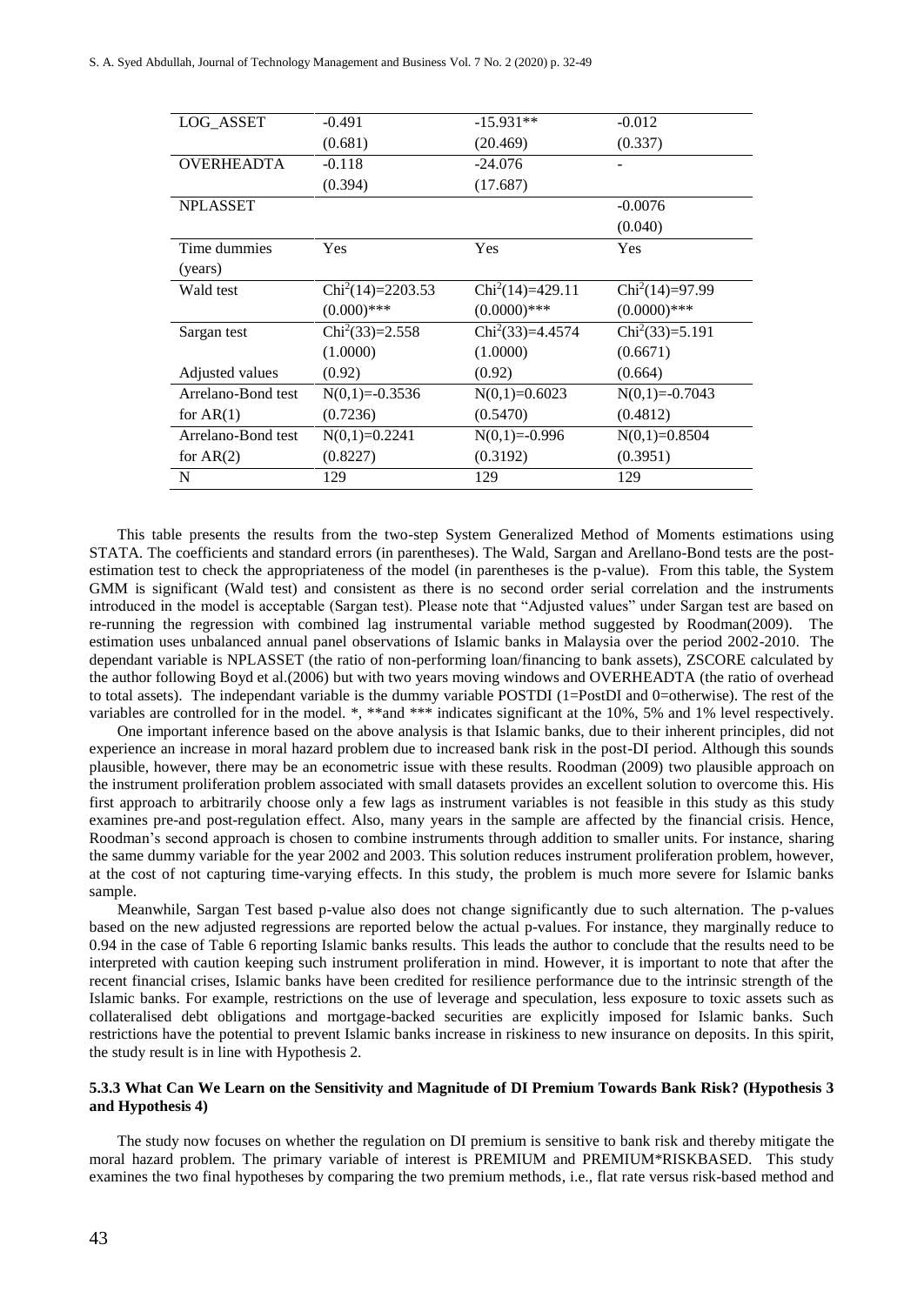| LOG_ASSET | -0.491 | -15.931** | -0.012 |
|---|---|---|---|
| | (0.681) | (20.469) | (0.337) |
| OVERHEADTA | -0.118 | -24.076 | - |
| | (0.394) | (17.687) | |
| NPLASSET | | | -0.0076 |
| | | | (0.040) |
| Time dummies (years) | Yes | Yes | Yes |
| Wald test | $Chi^2(14)$=2203.53 | $Chi^2(14)$=429.11 | $Chi^2(14)$=97.99 |
| | (0.000)*** | (0.0000)*** | (0.0000)*** |
| Sargan test | $Chi^2(33)$=2.558 | $Chi^2(33)$=4.4574 | $Chi^2(33)$=5.191 |
| | (1.0000) | (1.0000) | (0.6671) |
| Adjusted values | (0.92) | (0.92) | (0.664) |
| Arrelano-Bond test for AR(1) | N(0,1)=-0.3536 | N(0,1)=0.6023 | N(0,1)=-0.7043 |
| | (0.7236) | (0.5470) | (0.4812) |
| Arrelano-Bond test for AR(2) | N(0,1)=0.2241 | N(0,1)=-0.996 | N(0,1)=0.8504 |
| | (0.8227) | (0.3192) | (0.3951) |
| N | 129 | 129 | 129 |

This table presents the results from the two-step System Generalized Method of Moments estimations using STATA. The coefficients and standard errors (in parentheses). The Wald, Sargan and Arellano-Bond tests are the post-estimation test to check the appropriateness of the model (in parentheses is the p-value). From this table, the System GMM is significant (Wald test) and consistent as there is no second order serial correlation and the instruments introduced in the model is acceptable (Sargan test). Please note that "Adjusted values" under Sargan test are based on re-running the regression with combined lag instrumental variable method suggested by Roodman(2009). The estimation uses unbalanced annual panel observations of Islamic banks in Malaysia over the period 2002-2010. The dependant variable is NPLASSET (the ratio of non-performing loan/financing to bank assets), ZSCORE calculated by the author following Boyd et al.(2006) but with two years moving windows and OVERHEADTA (the ratio of overhead to total assets). The independant variable is the dummy variable POSTDI (1=PostDI and 0=otherwise). The rest of the variables are controlled for in the model. *, **and *** indicates significant at the 10%, 5% and 1% level respectively.

One important inference based on the above analysis is that Islamic banks, due to their inherent principles, did not experience an increase in moral hazard problem due to increased bank risk in the post-DI period. Although this sounds plausible, however, there may be an econometric issue with these results. Roodman (2009) two plausible approach on the instrument proliferation problem associated with small datasets provides an excellent solution to overcome this. His first approach to arbitrarily choose only a few lags as instrument variables is not feasible in this study as this study examines pre-and post-regulation effect. Also, many years in the sample are affected by the financial crisis. Hence, Roodman's second approach is chosen to combine instruments through addition to smaller units. For instance, sharing the same dummy variable for the year 2002 and 2003. This solution reduces instrument proliferation problem, however, at the cost of not capturing time-varying effects. In this study, the problem is much more severe for Islamic banks sample.

Meanwhile, Sargan Test based p-value also does not change significantly due to such alternation. The p-values based on the new adjusted regressions are reported below the actual p-values. For instance, they marginally reduce to 0.94 in the case of Table 6 reporting Islamic banks results. This leads the author to conclude that the results need to be interpreted with caution keeping such instrument proliferation in mind. However, it is important to note that after the recent financial crises, Islamic banks have been credited for resilience performance due to the intrinsic strength of the Islamic banks. For example, restrictions on the use of leverage and speculation, less exposure to toxic assets such as collateralised debt obligations and mortgage-backed securities are explicitly imposed for Islamic banks. Such restrictions have the potential to prevent Islamic banks increase in riskiness to new insurance on deposits. In this spirit, the study result is in line with Hypothesis 2.

### 5.3.3 What Can We Learn on the Sensitivity and Magnitude of DI Premium Towards Bank Risk? (Hypothesis 3 and Hypothesis 4)

The study now focuses on whether the regulation on DI premium is sensitive to bank risk and thereby mitigate the moral hazard problem. The primary variable of interest is PREMIUM and PREMIUM*RISKBASED. This study examines the two final hypotheses by comparing the two premium methods, i.e., flat rate versus risk-based method and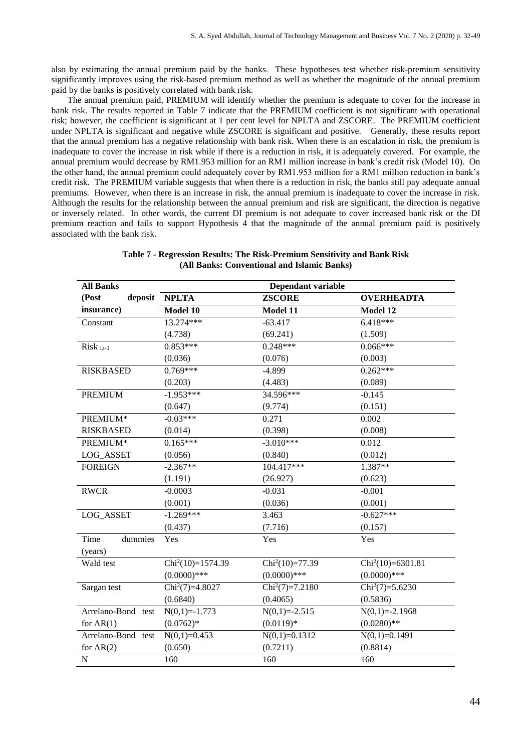also by estimating the annual premium paid by the banks. These hypotheses test whether risk-premium sensitivity significantly improves using the risk-based premium method as well as whether the magnitude of the annual premium paid by the banks is positively correlated with bank risk.

The annual premium paid, PREMIUM will identify whether the premium is adequate to cover for the increase in bank risk. The results reported in Table 7 indicate that the PREMIUM coefficient is not significant with operational risk; however, the coefficient is significant at 1 per cent level for NPLTA and ZSCORE. The PREMIUM coefficient under NPLTA is significant and negative while ZSCORE is significant and positive. Generally, these results report that the annual premium has a negative relationship with bank risk. When there is an escalation in risk, the premium is inadequate to cover the increase in risk while if there is a reduction in risk, it is adequately covered. For example, the annual premium would decrease by RM1.953 million for an RM1 million increase in bank's credit risk (Model 10). On the other hand, the annual premium could adequately cover by RM1.953 million for a RM1 million reduction in bank's credit risk. The PREMIUM variable suggests that when there is a reduction in risk, the banks still pay adequate annual premiums. However, when there is an increase in risk, the annual premium is inadequate to cover the increase in risk. Although the results for the relationship between the annual premium and risk are significant, the direction is negative or inversely related. In other words, the current DI premium is not adequate to cover increased bank risk or the DI premium reaction and fails to support Hypothesis 4 that the magnitude of the annual premium paid is positively associated with the bank risk.

**Table 7 - Regression Results: The Risk-Premium Sensitivity and Bank Risk (All Banks: Conventional and Islamic Banks)**

| All Banks (Post deposit insurance) | Dependant variable | | |
|---|---|---|---|
| | **NPLTA** | **ZSCORE** | **OVERHEADTA** |
| | **Model 10** | **Model 11** | **Model 12** |
| Constant | 13.274*** | -63.417 | 6.418*** |
| | (4.738) | (69.241) | (1.509) |
| $Risk_{i,t-1}$ | 0.853*** | 0.248*** | 0.066*** |
| | (0.036) | (0.076) | (0.003) |
| RISKBASED | 0.769*** | -4.899 | 0.262*** |
| | (0.203) | (4.483) | (0.089) |
| PREMIUM | -1.953*** | 34.596*** | -0.145 |
| | (0.647) | (9.774) | (0.151) |
| PREMIUM* RISKBASED | -0.03*** | 0.271 | 0.002 |
| | (0.014) | (0.398) | (0.008) |
| PREMIUM* LOG_ASSET | 0.165*** | -3.010*** | 0.012 |
| | (0.056) | (0.840) | (0.012) |
| FOREIGN | -2.367** | 104.417*** | 1.387** |
| | (1.191) | (26.927) | (0.623) |
| RWCR | -0.0003 | -0.031 | -0.001 |
| | (0.001) | (0.036) | (0.001) |
| LOG_ASSET | -1.269*** | 3.463 | -0.627*** |
| | (0.437) | (7.716) | (0.157) |
| Time dummies (years) | Yes | Yes | Yes |
| Wald test | $Chi^2(10)$=1574.39 | $Chi^2(10)$=77.39 | $Chi^2(10)$=6301.81 |
| | (0.0000)*** | (0.0000)*** | (0.0000)*** |
| Sargan test | $Chi^2(7)$=4.8027 | $Chi^2(7)$=7.2180 | $Chi^2(7)$=5.6230 |
| | (0.6840) | (0.4065) | (0.5836) |
| Arrelano-Bond test for AR(1) | N(0,1)=-1.773 | N(0,1)=-2.515 | N(0,1)=-2.1968 |
| | (0.0762)* | (0.0119)* | (0.0280)** |
| Arrelano-Bond test for AR(2) | N(0,1)=0.453 | N(0,1)=0.1312 | N(0,1)=0.1491 |
| | (0.650) | (0.7211) | (0.8814) |
| N | 160 | 160 | 160 |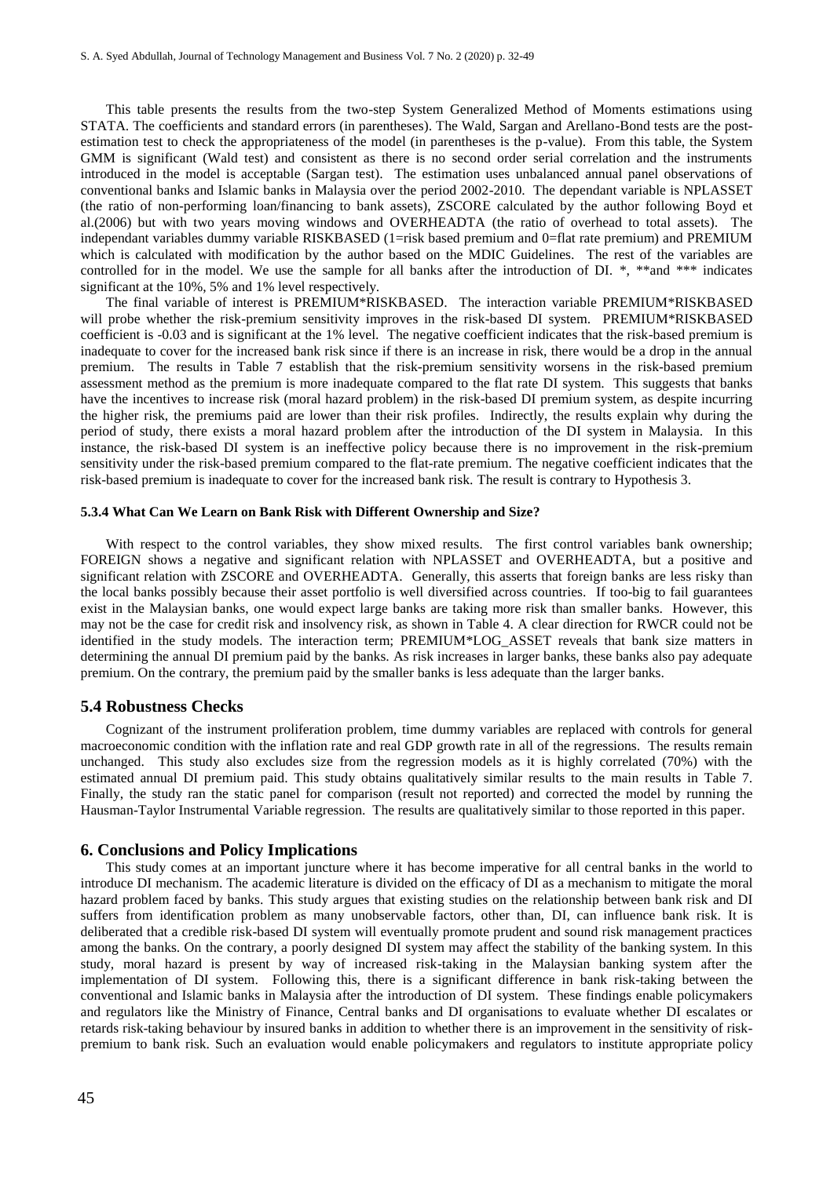This table presents the results from the two-step System Generalized Method of Moments estimations using STATA. The coefficients and standard errors (in parentheses). The Wald, Sargan and Arellano-Bond tests are the post-estimation test to check the appropriateness of the model (in parentheses is the p-value). From this table, the System GMM is significant (Wald test) and consistent as there is no second order serial correlation and the instruments introduced in the model is acceptable (Sargan test). The estimation uses unbalanced annual panel observations of conventional banks and Islamic banks in Malaysia over the period 2002-2010. The dependant variable is NPLASSET (the ratio of non-performing loan/financing to bank assets), ZSCORE calculated by the author following Boyd et al.(2006) but with two years moving windows and OVERHEADTA (the ratio of overhead to total assets). The independant variables dummy variable RISKBASED (1=risk based premium and 0=flat rate premium) and PREMIUM which is calculated with modification by the author based on the MDIC Guidelines. The rest of the variables are controlled for in the model. We use the sample for all banks after the introduction of DI. *, **and *** indicates significant at the 10%, 5% and 1% level respectively.

The final variable of interest is PREMIUM*RISKBASED. The interaction variable PREMIUM*RISKBASED will probe whether the risk-premium sensitivity improves in the risk-based DI system. PREMIUM*RISKBASED coefficient is -0.03 and is significant at the 1% level. The negative coefficient indicates that the risk-based premium is inadequate to cover for the increased bank risk since if there is an increase in risk, there would be a drop in the annual premium. The results in Table 7 establish that the risk-premium sensitivity worsens in the risk-based premium assessment method as the premium is more inadequate compared to the flat rate DI system. This suggests that banks have the incentives to increase risk (moral hazard problem) in the risk-based DI premium system, as despite incurring the higher risk, the premiums paid are lower than their risk profiles. Indirectly, the results explain why during the period of study, there exists a moral hazard problem after the introduction of the DI system in Malaysia. In this instance, the risk-based DI system is an ineffective policy because there is no improvement in the risk-premium sensitivity under the risk-based premium compared to the flat-rate premium. The negative coefficient indicates that the risk-based premium is inadequate to cover for the increased bank risk. The result is contrary to Hypothesis 3.

#### 5.3.4 What Can We Learn on Bank Risk with Different Ownership and Size?

With respect to the control variables, they show mixed results. The first control variables bank ownership; FOREIGN shows a negative and significant relation with NPLASSET and OVERHEADTA, but a positive and significant relation with ZSCORE and OVERHEADTA. Generally, this asserts that foreign banks are less risky than the local banks possibly because their asset portfolio is well diversified across countries. If too-big to fail guarantees exist in the Malaysian banks, one would expect large banks are taking more risk than smaller banks. However, this may not be the case for credit risk and insolvency risk, as shown in Table 4. A clear direction for RWCR could not be identified in the study models. The interaction term; PREMIUM*LOG_ASSET reveals that bank size matters in determining the annual DI premium paid by the banks. As risk increases in larger banks, these banks also pay adequate premium. On the contrary, the premium paid by the smaller banks is less adequate than the larger banks.

### 5.4 Robustness Checks

Cognizant of the instrument proliferation problem, time dummy variables are replaced with controls for general macroeconomic condition with the inflation rate and real GDP growth rate in all of the regressions. The results remain unchanged. This study also excludes size from the regression models as it is highly correlated (70%) with the estimated annual DI premium paid. This study obtains qualitatively similar results to the main results in Table 7. Finally, the study ran the static panel for comparison (result not reported) and corrected the model by running the Hausman-Taylor Instrumental Variable regression. The results are qualitatively similar to those reported in this paper.

## 6. Conclusions and Policy Implications

This study comes at an important juncture where it has become imperative for all central banks in the world to introduce DI mechanism. The academic literature is divided on the efficacy of DI as a mechanism to mitigate the moral hazard problem faced by banks. This study argues that existing studies on the relationship between bank risk and DI suffers from identification problem as many unobservable factors, other than, DI, can influence bank risk. It is deliberated that a credible risk-based DI system will eventually promote prudent and sound risk management practices among the banks. On the contrary, a poorly designed DI system may affect the stability of the banking system. In this study, moral hazard is present by way of increased risk-taking in the Malaysian banking system after the implementation of DI system. Following this, there is a significant difference in bank risk-taking between the conventional and Islamic banks in Malaysia after the introduction of DI system. These findings enable policymakers and regulators like the Ministry of Finance, Central banks and DI organisations to evaluate whether DI escalates or retards risk-taking behaviour by insured banks in addition to whether there is an improvement in the sensitivity of risk-premium to bank risk. Such an evaluation would enable policymakers and regulators to institute appropriate policy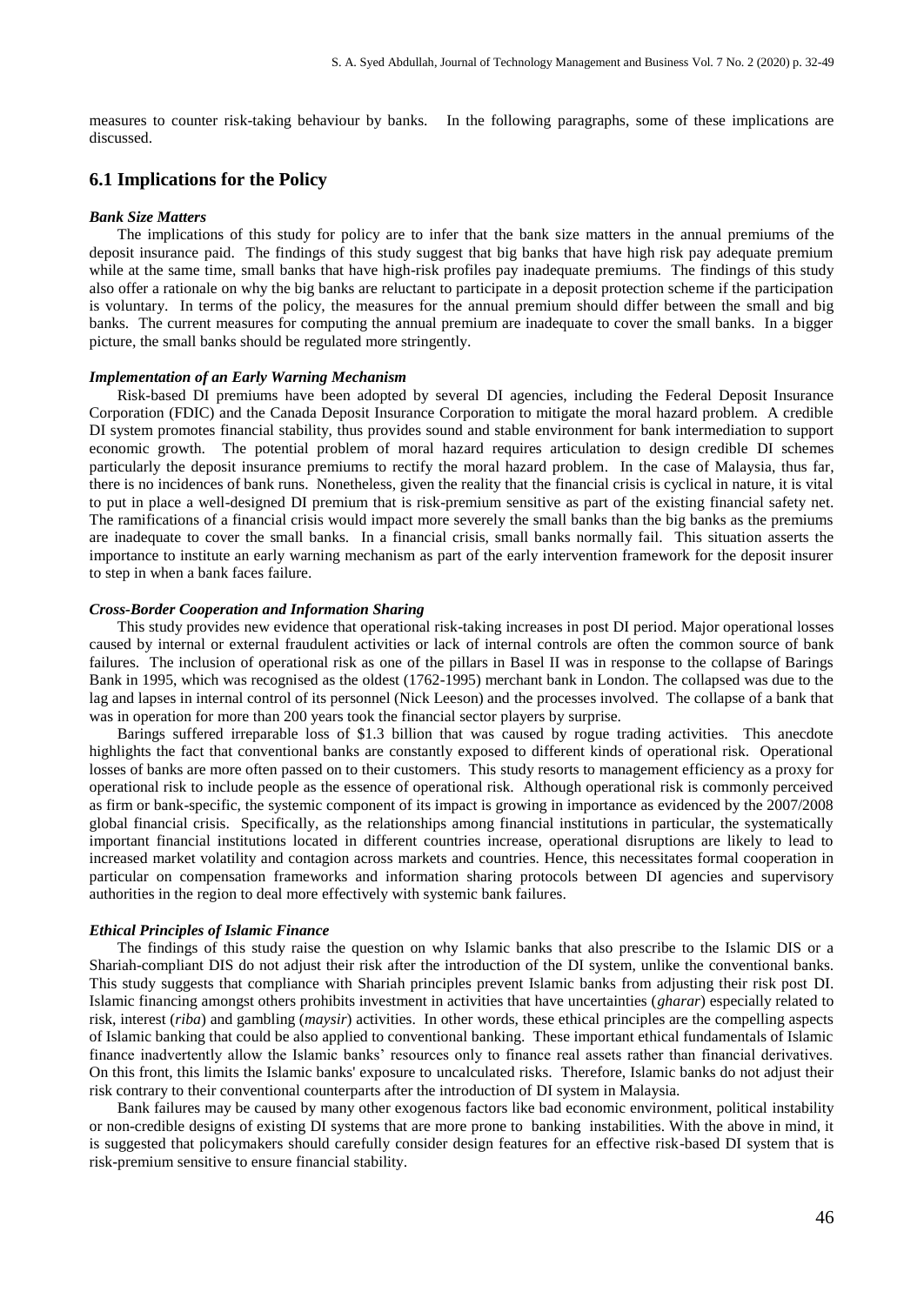measures to counter risk-taking behaviour by banks. In the following paragraphs, some of these implications are discussed.

## 6.1 Implications for the Policy

### *Bank Size Matters*

The implications of this study for policy are to infer that the bank size matters in the annual premiums of the deposit insurance paid. The findings of this study suggest that big banks that have high risk pay adequate premium while at the same time, small banks that have high-risk profiles pay inadequate premiums. The findings of this study also offer a rationale on why the big banks are reluctant to participate in a deposit protection scheme if the participation is voluntary. In terms of the policy, the measures for the annual premium should differ between the small and big banks. The current measures for computing the annual premium are inadequate to cover the small banks. In a bigger picture, the small banks should be regulated more stringently.

### *Implementation of an Early Warning Mechanism*

Risk-based DI premiums have been adopted by several DI agencies, including the Federal Deposit Insurance Corporation (FDIC) and the Canada Deposit Insurance Corporation to mitigate the moral hazard problem. A credible DI system promotes financial stability, thus provides sound and stable environment for bank intermediation to support economic growth. The potential problem of moral hazard requires articulation to design credible DI schemes particularly the deposit insurance premiums to rectify the moral hazard problem. In the case of Malaysia, thus far, there is no incidences of bank runs. Nonetheless, given the reality that the financial crisis is cyclical in nature, it is vital to put in place a well-designed DI premium that is risk-premium sensitive as part of the existing financial safety net. The ramifications of a financial crisis would impact more severely the small banks than the big banks as the premiums are inadequate to cover the small banks. In a financial crisis, small banks normally fail. This situation asserts the importance to institute an early warning mechanism as part of the early intervention framework for the deposit insurer to step in when a bank faces failure.

### *Cross-Border Cooperation and Information Sharing*

This study provides new evidence that operational risk-taking increases in post DI period. Major operational losses caused by internal or external fraudulent activities or lack of internal controls are often the common source of bank failures. The inclusion of operational risk as one of the pillars in Basel II was in response to the collapse of Barings Bank in 1995, which was recognised as the oldest (1762-1995) merchant bank in London. The collapsed was due to the lag and lapses in internal control of its personnel (Nick Leeson) and the processes involved. The collapse of a bank that was in operation for more than 200 years took the financial sector players by surprise.

Barings suffered irreparable loss of $1.3 billion that was caused by rogue trading activities. This anecdote highlights the fact that conventional banks are constantly exposed to different kinds of operational risk. Operational losses of banks are more often passed on to their customers. This study resorts to management efficiency as a proxy for operational risk to include people as the essence of operational risk. Although operational risk is commonly perceived as firm or bank-specific, the systemic component of its impact is growing in importance as evidenced by the 2007/2008 global financial crisis. Specifically, as the relationships among financial institutions in particular, the systematically important financial institutions located in different countries increase, operational disruptions are likely to lead to increased market volatility and contagion across markets and countries. Hence, this necessitates formal cooperation in particular on compensation frameworks and information sharing protocols between DI agencies and supervisory authorities in the region to deal more effectively with systemic bank failures.

### *Ethical Principles of Islamic Finance*

The findings of this study raise the question on why Islamic banks that also prescribe to the Islamic DIS or a Shariah-compliant DIS do not adjust their risk after the introduction of the DI system, unlike the conventional banks. This study suggests that compliance with Shariah principles prevent Islamic banks from adjusting their risk post DI. Islamic financing amongst others prohibits investment in activities that have uncertainties (*gharar*) especially related to risk, interest (*riba*) and gambling (*maysir*) activities. In other words, these ethical principles are the compelling aspects of Islamic banking that could be also applied to conventional banking. These important ethical fundamentals of Islamic finance inadvertently allow the Islamic banks' resources only to finance real assets rather than financial derivatives. On this front, this limits the Islamic banks' exposure to uncalculated risks. Therefore, Islamic banks do not adjust their risk contrary to their conventional counterparts after the introduction of DI system in Malaysia.

Bank failures may be caused by many other exogenous factors like bad economic environment, political instability or non-credible designs of existing DI systems that are more prone to banking instabilities. With the above in mind, it is suggested that policymakers should carefully consider design features for an effective risk-based DI system that is risk-premium sensitive to ensure financial stability.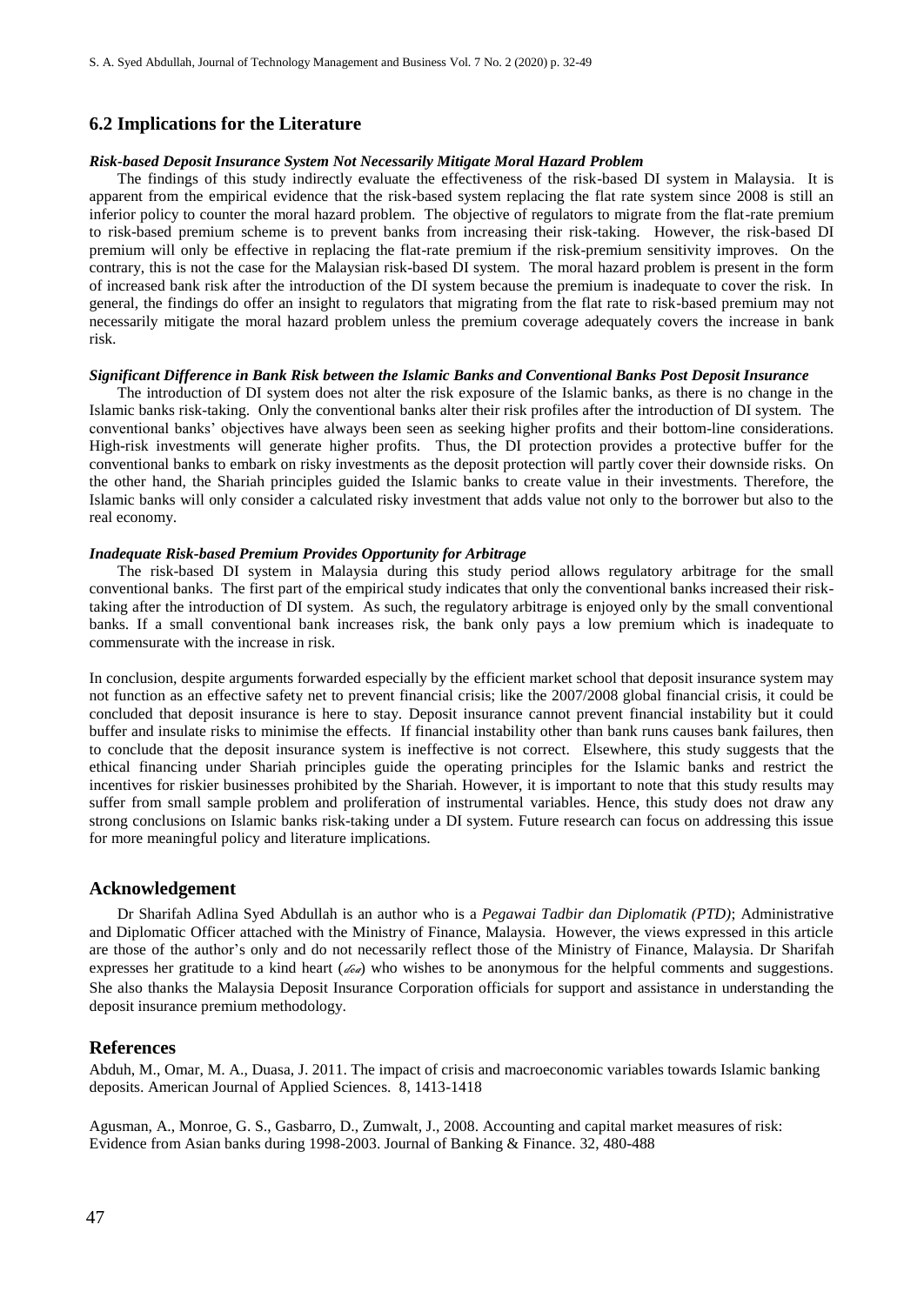## 6.2 Implications for the Literature

***Risk-based Deposit Insurance System Not Necessarily Mitigate Moral Hazard Problem***

The findings of this study indirectly evaluate the effectiveness of the risk-based DI system in Malaysia. It is apparent from the empirical evidence that the risk-based system replacing the flat rate system since 2008 is still an inferior policy to counter the moral hazard problem. The objective of regulators to migrate from the flat-rate premium to risk-based premium scheme is to prevent banks from increasing their risk-taking. However, the risk-based DI premium will only be effective in replacing the flat-rate premium if the risk-premium sensitivity improves. On the contrary, this is not the case for the Malaysian risk-based DI system. The moral hazard problem is present in the form of increased bank risk after the introduction of the DI system because the premium is inadequate to cover the risk. In general, the findings do offer an insight to regulators that migrating from the flat rate to risk-based premium may not necessarily mitigate the moral hazard problem unless the premium coverage adequately covers the increase in bank risk.

***Significant Difference in Bank Risk between the Islamic Banks and Conventional Banks Post Deposit Insurance***

The introduction of DI system does not alter the risk exposure of the Islamic banks, as there is no change in the Islamic banks risk-taking. Only the conventional banks alter their risk profiles after the introduction of DI system. The conventional banks' objectives have always been seen as seeking higher profits and their bottom-line considerations. High-risk investments will generate higher profits. Thus, the DI protection provides a protective buffer for the conventional banks to embark on risky investments as the deposit protection will partly cover their downside risks. On the other hand, the Shariah principles guided the Islamic banks to create value in their investments. Therefore, the Islamic banks will only consider a calculated risky investment that adds value not only to the borrower but also to the real economy.

***Inadequate Risk-based Premium Provides Opportunity for Arbitrage***

The risk-based DI system in Malaysia during this study period allows regulatory arbitrage for the small conventional banks. The first part of the empirical study indicates that only the conventional banks increased their risk-taking after the introduction of DI system. As such, the regulatory arbitrage is enjoyed only by the small conventional banks. If a small conventional bank increases risk, the bank only pays a low premium which is inadequate to commensurate with the increase in risk.

In conclusion, despite arguments forwarded especially by the efficient market school that deposit insurance system may not function as an effective safety net to prevent financial crisis; like the 2007/2008 global financial crisis, it could be concluded that deposit insurance is here to stay. Deposit insurance cannot prevent financial instability but it could buffer and insulate risks to minimise the effects. If financial instability other than bank runs causes bank failures, then to conclude that the deposit insurance system is ineffective is not correct. Elsewhere, this study suggests that the ethical financing under Shariah principles guide the operating principles for the Islamic banks and restrict the incentives for riskier businesses prohibited by the Shariah. However, it is important to note that this study results may suffer from small sample problem and proliferation of instrumental variables. Hence, this study does not draw any strong conclusions on Islamic banks risk-taking under a DI system. Future research can focus on addressing this issue for more meaningful policy and literature implications.

## Acknowledgement

Dr Sharifah Adlina Syed Abdullah is an author who is a *Pegawai Tadbir dan Diplomatik (PTD)*; Administrative and Diplomatic Officer attached with the Ministry of Finance, Malaysia. However, the views expressed in this article are those of the author's only and do not necessarily reflect those of the Ministry of Finance, Malaysia. Dr Sharifah expresses her gratitude to a kind heart (*ded*) who wishes to be anonymous for the helpful comments and suggestions. She also thanks the Malaysia Deposit Insurance Corporation officials for support and assistance in understanding the deposit insurance premium methodology.

## References

Abduh, M., Omar, M. A., Duasa, J. 2011. The impact of crisis and macroeconomic variables towards Islamic banking deposits. American Journal of Applied Sciences. 8, 1413-1418

Agusman, A., Monroe, G. S., Gasbarro, D., Zumwalt, J., 2008. Accounting and capital market measures of risk: Evidence from Asian banks during 1998-2003. Journal of Banking & Finance. 32, 480-488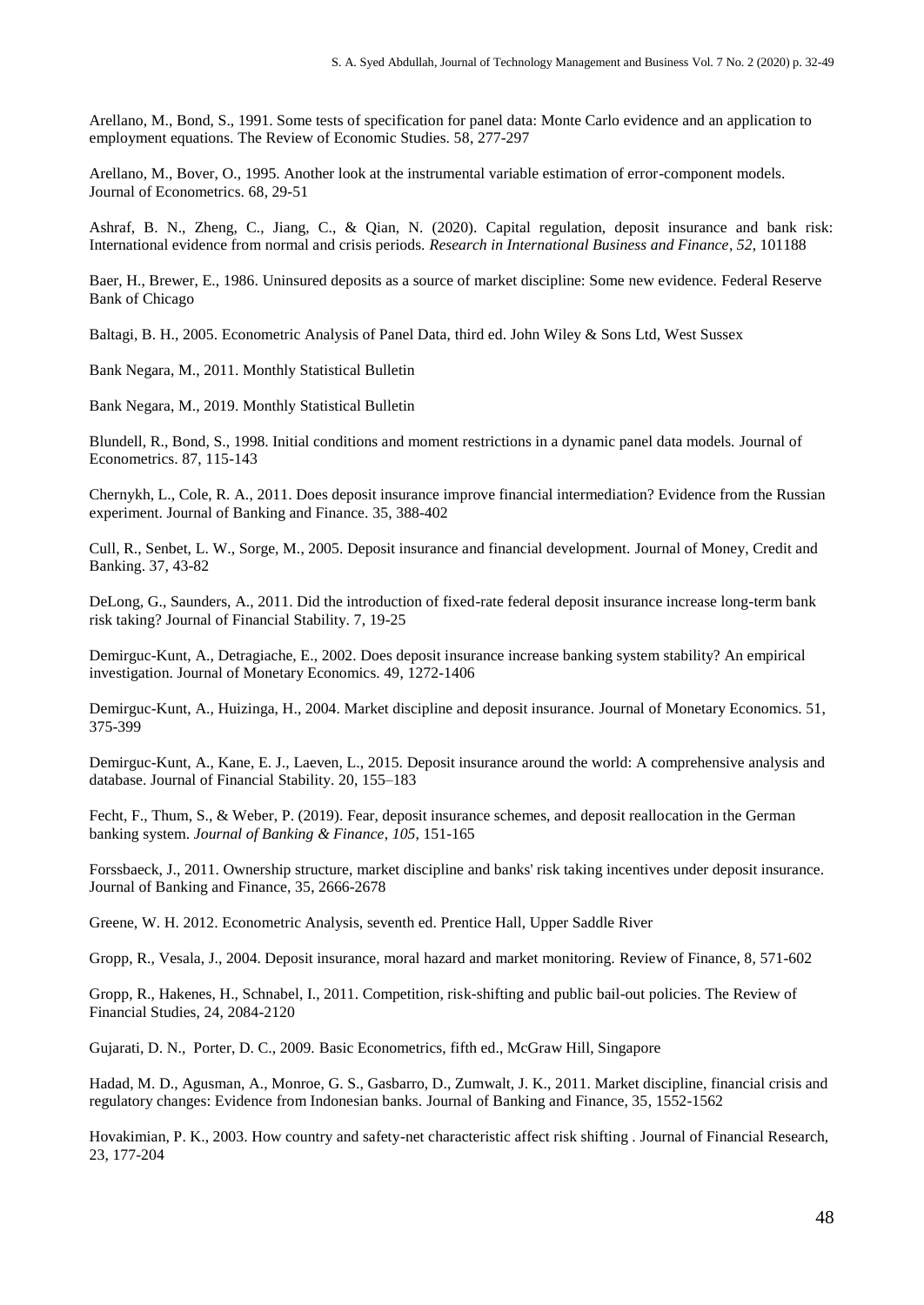Arellano, M., Bond, S., 1991. Some tests of specification for panel data: Monte Carlo evidence and an application to employment equations. The Review of Economic Studies. 58, 277-297

Arellano, M., Bover, O., 1995. Another look at the instrumental variable estimation of error-component models. Journal of Econometrics. 68, 29-51

Ashraf, B. N., Zheng, C., Jiang, C., & Qian, N. (2020). Capital regulation, deposit insurance and bank risk: International evidence from normal and crisis periods. *Research in International Business and Finance*, *52*, 101188

Baer, H., Brewer, E., 1986. Uninsured deposits as a source of market discipline: Some new evidence. Federal Reserve Bank of Chicago

Baltagi, B. H., 2005. Econometric Analysis of Panel Data, third ed. John Wiley & Sons Ltd, West Sussex

Bank Negara, M., 2011. Monthly Statistical Bulletin

Bank Negara, M., 2019. Monthly Statistical Bulletin

Blundell, R., Bond, S., 1998. Initial conditions and moment restrictions in a dynamic panel data models. Journal of Econometrics. 87, 115-143

Chernykh, L., Cole, R. A., 2011. Does deposit insurance improve financial intermediation? Evidence from the Russian experiment. Journal of Banking and Finance. 35, 388-402

Cull, R., Senbet, L. W., Sorge, M., 2005. Deposit insurance and financial development. Journal of Money, Credit and Banking. 37, 43-82

DeLong, G., Saunders, A., 2011. Did the introduction of fixed-rate federal deposit insurance increase long-term bank risk taking? Journal of Financial Stability. 7, 19-25

Demirguc-Kunt, A., Detragiache, E., 2002. Does deposit insurance increase banking system stability? An empirical investigation. Journal of Monetary Economics. 49, 1272-1406

Demirguc-Kunt, A., Huizinga, H., 2004. Market discipline and deposit insurance. Journal of Monetary Economics. 51, 375-399

Demirguc-Kunt, A., Kane, E. J., Laeven, L., 2015. Deposit insurance around the world: A comprehensive analysis and database. Journal of Financial Stability. 20, 155–183

Fecht, F., Thum, S., & Weber, P. (2019). Fear, deposit insurance schemes, and deposit reallocation in the German banking system. *Journal of Banking & Finance*, *105*, 151-165

Forssbaeck, J., 2011. Ownership structure, market discipline and banks' risk taking incentives under deposit insurance. Journal of Banking and Finance, 35, 2666-2678

Greene, W. H. 2012. Econometric Analysis, seventh ed. Prentice Hall, Upper Saddle River

Gropp, R., Vesala, J., 2004. Deposit insurance, moral hazard and market monitoring. Review of Finance, 8, 571-602

Gropp, R., Hakenes, H., Schnabel, I., 2011. Competition, risk-shifting and public bail-out policies. The Review of Financial Studies, 24, 2084-2120

Gujarati, D. N., Porter, D. C., 2009. Basic Econometrics, fifth ed., McGraw Hill, Singapore

Hadad, M. D., Agusman, A., Monroe, G. S., Gasbarro, D., Zumwalt, J. K., 2011. Market discipline, financial crisis and regulatory changes: Evidence from Indonesian banks. Journal of Banking and Finance, 35, 1552-1562

Hovakimian, P. K., 2003. How country and safety-net characteristic affect risk shifting . Journal of Financial Research, 23, 177-204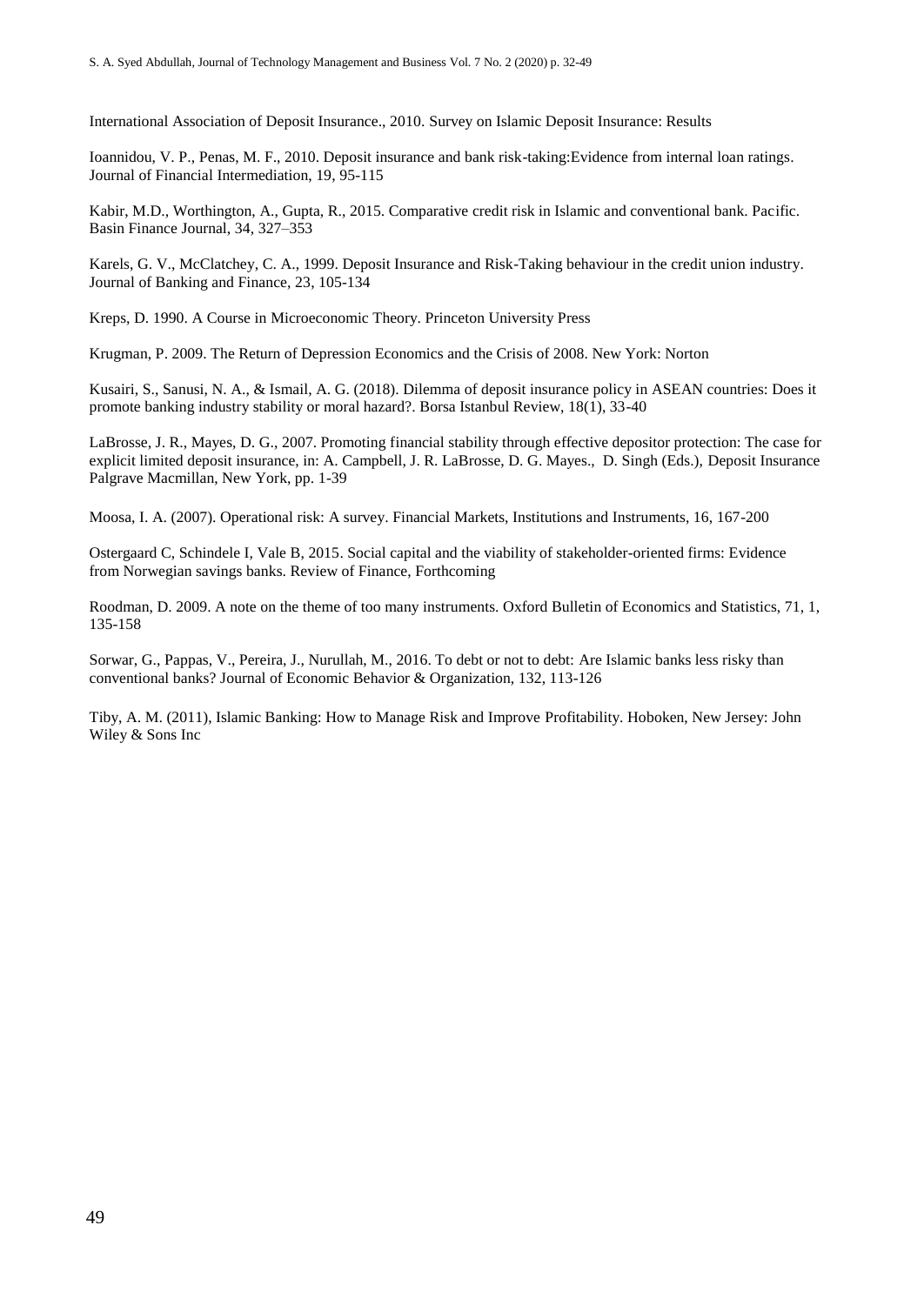International Association of Deposit Insurance., 2010. Survey on Islamic Deposit Insurance: Results

Ioannidou, V. P., Penas, M. F., 2010. Deposit insurance and bank risk-taking:Evidence from internal loan ratings. Journal of Financial Intermediation, 19, 95-115

Kabir, M.D., Worthington, A., Gupta, R., 2015. Comparative credit risk in Islamic and conventional bank. Pacific. Basin Finance Journal, 34, 327–353

Karels, G. V., McClatchey, C. A., 1999. Deposit Insurance and Risk-Taking behaviour in the credit union industry. Journal of Banking and Finance, 23, 105-134

Kreps, D. 1990. A Course in Microeconomic Theory. Princeton University Press

Krugman, P. 2009. The Return of Depression Economics and the Crisis of 2008. New York: Norton

Kusairi, S., Sanusi, N. A., & Ismail, A. G. (2018). Dilemma of deposit insurance policy in ASEAN countries: Does it promote banking industry stability or moral hazard?. Borsa Istanbul Review, 18(1), 33-40

LaBrosse, J. R., Mayes, D. G., 2007. Promoting financial stability through effective depositor protection: The case for explicit limited deposit insurance, in: A. Campbell, J. R. LaBrosse, D. G. Mayes., D. Singh (Eds.), Deposit Insurance Palgrave Macmillan, New York, pp. 1-39

Moosa, I. A. (2007). Operational risk: A survey. Financial Markets, Institutions and Instruments, 16, 167-200

Ostergaard C, Schindele I, Vale B, 2015. Social capital and the viability of stakeholder-oriented firms: Evidence from Norwegian savings banks. Review of Finance, Forthcoming

Roodman, D. 2009. A note on the theme of too many instruments. Oxford Bulletin of Economics and Statistics, 71, 1, 135-158

Sorwar, G., Pappas, V., Pereira, J., Nurullah, M., 2016. To debt or not to debt: Are Islamic banks less risky than conventional banks? Journal of Economic Behavior & Organization, 132, 113-126

Tiby, A. M. (2011), Islamic Banking: How to Manage Risk and Improve Profitability. Hoboken, New Jersey: John Wiley & Sons Inc